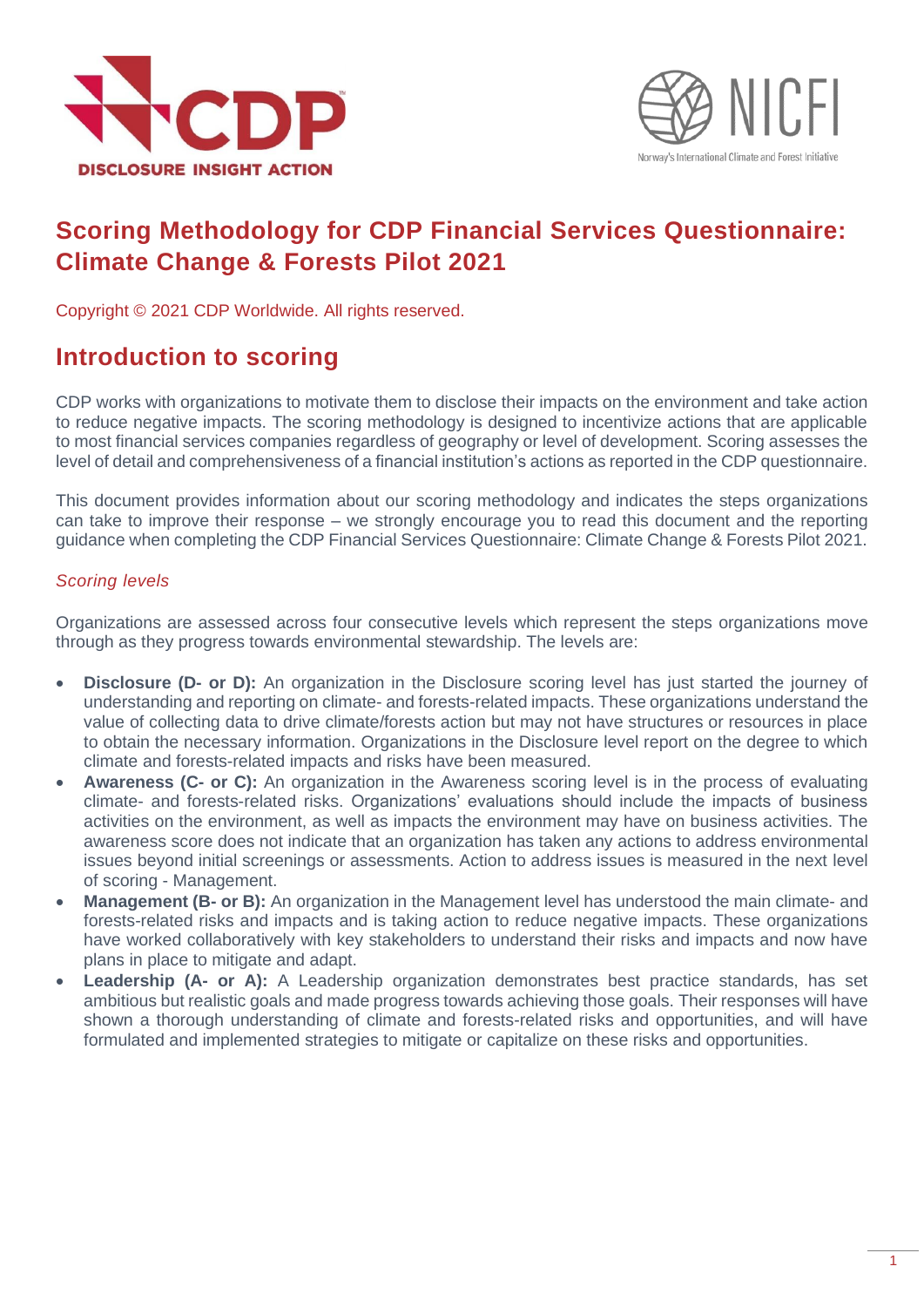# Scoring Methodology for CDP Financial Services Questionnaire: Climate Change & Forests Pilot 2021

Copyright © 2021 CDP Worldwide. All rights reserved.

## Introduction to scoring

CDP works with organizations to motivate them to disclose their impacts on the environment and take action to reduce negative impacts. The scoring methodology is designed to incentivize actions that are applicable to most financial services companies regardless of geography or level of development. Scoring assesses the level of detail and comprehensiveness of a financial institution's actions as reported in the CDP questionnaire.

This document provides information about our scoring methodology and indicates the steps organizations can take to improve their response – we strongly encourage you to read this document and the reporting guidance when completing the CDP Financial Services Questionnaire: Climate Change & Forests Pilot 2021.

### *Scoring levels*

Organizations are assessed across four consecutive levels which represent the steps organizations move through as they progress towards environmental stewardship. The levels are:

- **Disclosure (D- or D):** An organization in the Disclosure scoring level has just started the journey of understanding and reporting on climate- and forests-related impacts. These organizations understand the value of collecting data to drive climate/forests action but may not have structures or resources in place to obtain the necessary information. Organizations in the Disclosure level report on the degree to which climate and forests-related impacts and risks have been measured.
- **Awareness (C- or C):** An organization in the Awareness scoring level is in the process of evaluating climate- and forests-related risks. Organizations' evaluations should include the impacts of business activities on the environment, as well as impacts the environment may have on business activities. The awareness score does not indicate that an organization has taken any actions to address environmental issues beyond initial screenings or assessments. Action to address issues is measured in the next level of scoring - Management.
- **Management (B- or B):** An organization in the Management level has understood the main climate- and forests-related risks and impacts and is taking action to reduce negative impacts. These organizations have worked collaboratively with key stakeholders to understand their risks and impacts and now have plans in place to mitigate and adapt.
- **Leadership (A- or A):** A Leadership organization demonstrates best practice standards, has set ambitious but realistic goals and made progress towards achieving those goals. Their responses will have shown a thorough understanding of climate and forests-related risks and opportunities, and will have formulated and implemented strategies to mitigate or capitalize on these risks and opportunities.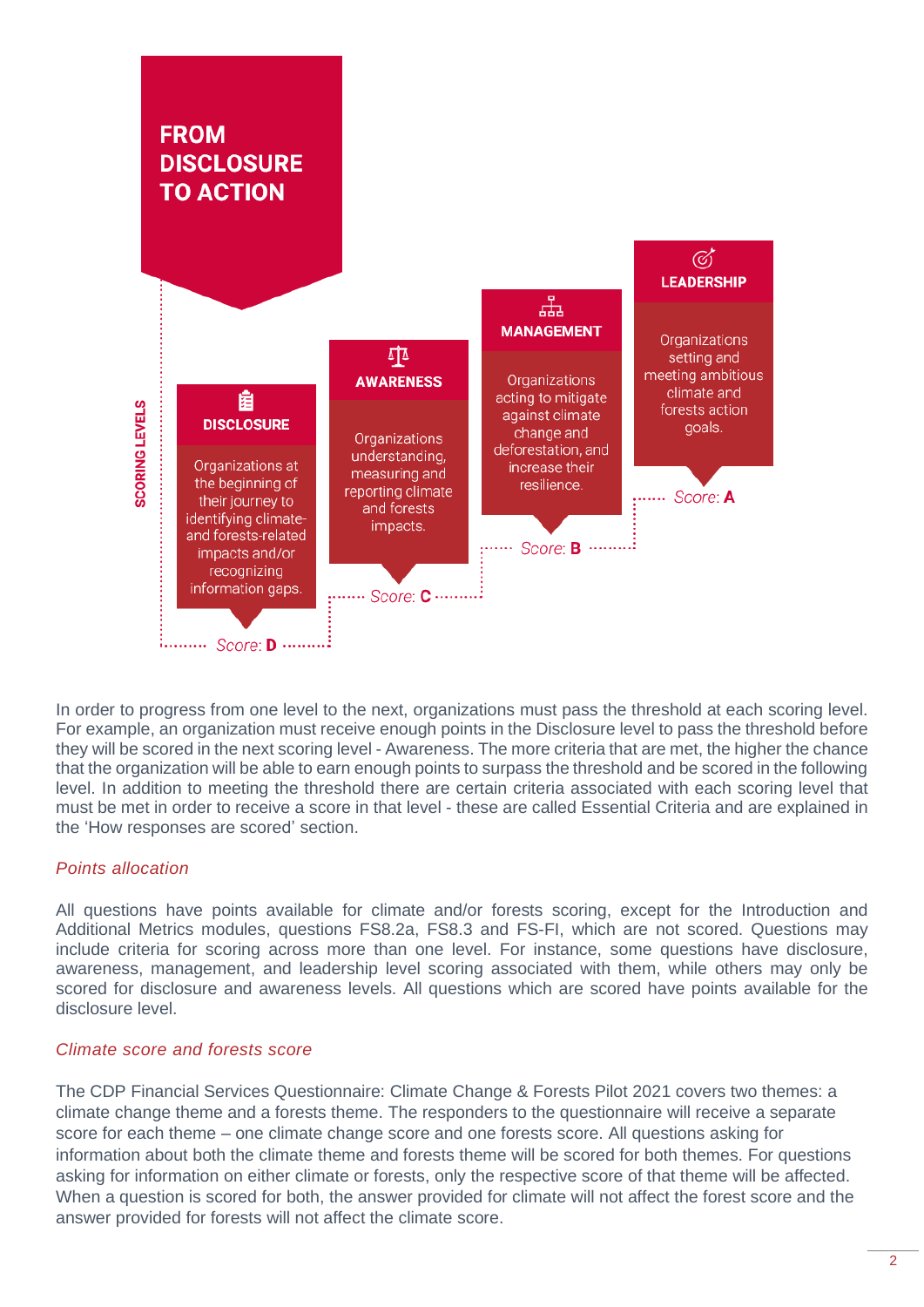**FROM DISCLOSURE TO ACTION**

SCORING LEVELS

**DISCLOSURE**
Organizations at the beginning of their journey to identifying climate- and forests-related impacts and/or recognizing information gaps.
Score: **D**

**AWARENESS**
Organizations understanding, measuring and reporting climate and forests impacts.
Score: **C**

**MANAGEMENT**
Organizations acting to mitigate against climate change and deforestation, and increase their resilience.
Score: **B**

**LEADERSHIP**
Organizations setting and meeting ambitious climate and forests action goals.
Score: **A**

In order to progress from one level to the next, organizations must pass the threshold at each scoring level. For example, an organization must receive enough points in the Disclosure level to pass the threshold before they will be scored in the next scoring level - Awareness. The more criteria that are met, the higher the chance that the organization will be able to earn enough points to surpass the threshold and be scored in the following level. In addition to meeting the threshold there are certain criteria associated with each scoring level that must be met in order to receive a score in that level - these are called Essential Criteria and are explained in the 'How responses are scored' section.

*Points allocation*

All questions have points available for climate and/or forests scoring, except for the Introduction and Additional Metrics modules, questions FS8.2a, FS8.3 and FS-FI, which are not scored. Questions may include criteria for scoring across more than one level. For instance, some questions have disclosure, awareness, management, and leadership level scoring associated with them, while others may only be scored for disclosure and awareness levels. All questions which are scored have points available for the disclosure level.

*Climate score and forests score*

The CDP Financial Services Questionnaire: Climate Change & Forests Pilot 2021 covers two themes: a climate change theme and a forests theme. The responders to the questionnaire will receive a separate score for each theme – one climate change score and one forests score. All questions asking for information about both the climate theme and forests theme will be scored for both themes. For questions asking for information on either climate or forests, only the respective score of that theme will be affected. When a question is scored for both, the answer provided for climate will not affect the forest score and the answer provided for forests will not affect the climate score.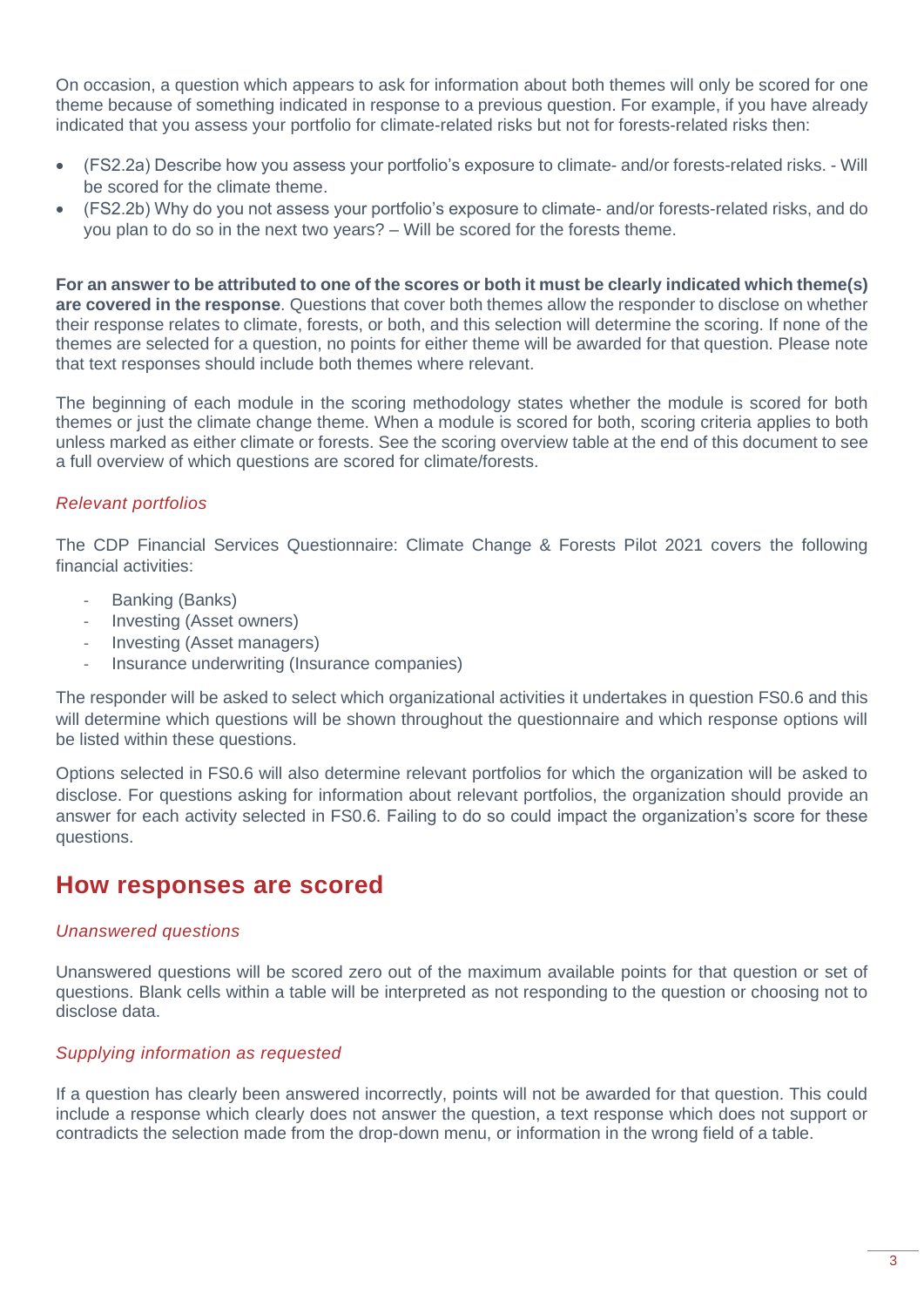On occasion, a question which appears to ask for information about both themes will only be scored for one theme because of something indicated in response to a previous question. For example, if you have already indicated that you assess your portfolio for climate-related risks but not for forests-related risks then:

- (FS2.2a) Describe how you assess your portfolio's exposure to climate- and/or forests-related risks. - Will be scored for the climate theme.
- (FS2.2b) Why do you not assess your portfolio's exposure to climate- and/or forests-related risks, and do you plan to do so in the next two years? – Will be scored for the forests theme.

**For an answer to be attributed to one of the scores or both it must be clearly indicated which theme(s) are covered in the response**. Questions that cover both themes allow the responder to disclose on whether their response relates to climate, forests, or both, and this selection will determine the scoring. If none of the themes are selected for a question, no points for either theme will be awarded for that question. Please note that text responses should include both themes where relevant.

The beginning of each module in the scoring methodology states whether the module is scored for both themes or just the climate change theme. When a module is scored for both, scoring criteria applies to both unless marked as either climate or forests. See the scoring overview table at the end of this document to see a full overview of which questions are scored for climate/forests.

### *Relevant portfolios*

The CDP Financial Services Questionnaire: Climate Change & Forests Pilot 2021 covers the following financial activities:

- Banking (Banks)
- Investing (Asset owners)
- Investing (Asset managers)
- Insurance underwriting (Insurance companies)

The responder will be asked to select which organizational activities it undertakes in question FS0.6 and this will determine which questions will be shown throughout the questionnaire and which response options will be listed within these questions.

Options selected in FS0.6 will also determine relevant portfolios for which the organization will be asked to disclose. For questions asking for information about relevant portfolios, the organization should provide an answer for each activity selected in FS0.6. Failing to do so could impact the organization's score for these questions.

## How responses are scored

### *Unanswered questions*

Unanswered questions will be scored zero out of the maximum available points for that question or set of questions. Blank cells within a table will be interpreted as not responding to the question or choosing not to disclose data.

### *Supplying information as requested*

If a question has clearly been answered incorrectly, points will not be awarded for that question. This could include a response which clearly does not answer the question, a text response which does not support or contradicts the selection made from the drop-down menu, or information in the wrong field of a table.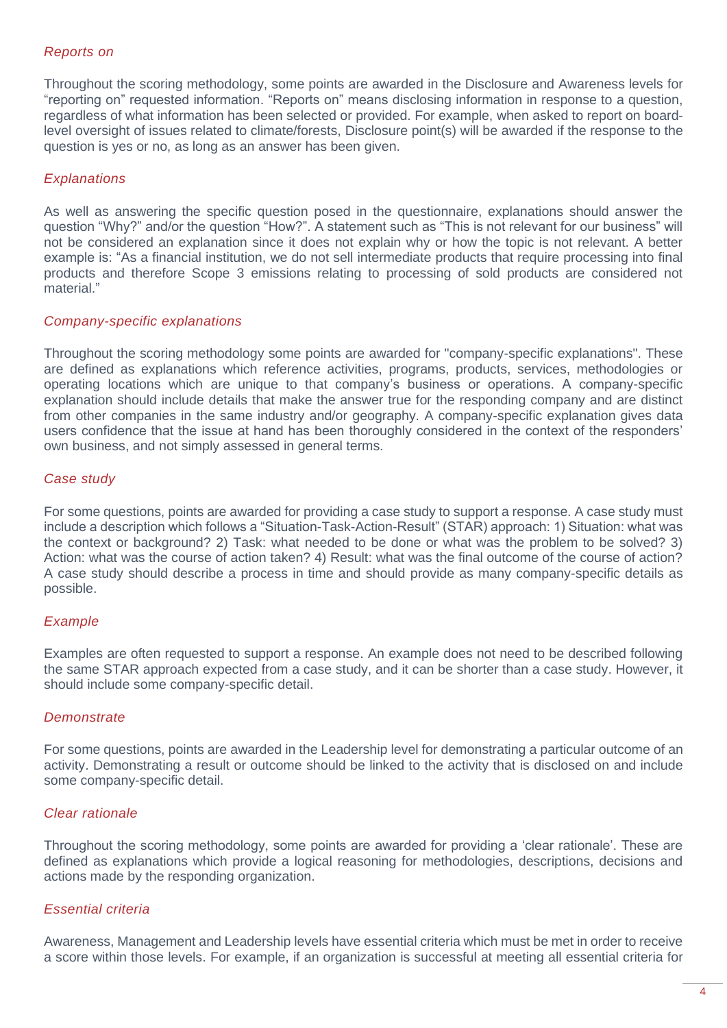### *Reports on*

Throughout the scoring methodology, some points are awarded in the Disclosure and Awareness levels for "reporting on" requested information. "Reports on" means disclosing information in response to a question, regardless of what information has been selected or provided. For example, when asked to report on board-level oversight of issues related to climate/forests, Disclosure point(s) will be awarded if the response to the question is yes or no, as long as an answer has been given.

### *Explanations*

As well as answering the specific question posed in the questionnaire, explanations should answer the question "Why?" and/or the question "How?". A statement such as "This is not relevant for our business" will not be considered an explanation since it does not explain why or how the topic is not relevant. A better example is: "As a financial institution, we do not sell intermediate products that require processing into final products and therefore Scope 3 emissions relating to processing of sold products are considered not material."

### *Company-specific explanations*

Throughout the scoring methodology some points are awarded for "company-specific explanations". These are defined as explanations which reference activities, programs, products, services, methodologies or operating locations which are unique to that company's business or operations. A company-specific explanation should include details that make the answer true for the responding company and are distinct from other companies in the same industry and/or geography. A company-specific explanation gives data users confidence that the issue at hand has been thoroughly considered in the context of the responders' own business, and not simply assessed in general terms.

### *Case study*

For some questions, points are awarded for providing a case study to support a response. A case study must include a description which follows a "Situation-Task-Action-Result" (STAR) approach: 1) Situation: what was the context or background? 2) Task: what needed to be done or what was the problem to be solved? 3) Action: what was the course of action taken? 4) Result: what was the final outcome of the course of action? A case study should describe a process in time and should provide as many company-specific details as possible.

### *Example*

Examples are often requested to support a response. An example does not need to be described following the same STAR approach expected from a case study, and it can be shorter than a case study. However, it should include some company-specific detail.

### *Demonstrate*

For some questions, points are awarded in the Leadership level for demonstrating a particular outcome of an activity. Demonstrating a result or outcome should be linked to the activity that is disclosed on and include some company-specific detail.

### *Clear rationale*

Throughout the scoring methodology, some points are awarded for providing a 'clear rationale'. These are defined as explanations which provide a logical reasoning for methodologies, descriptions, decisions and actions made by the responding organization.

### *Essential criteria*

Awareness, Management and Leadership levels have essential criteria which must be met in order to receive a score within those levels. For example, if an organization is successful at meeting all essential criteria for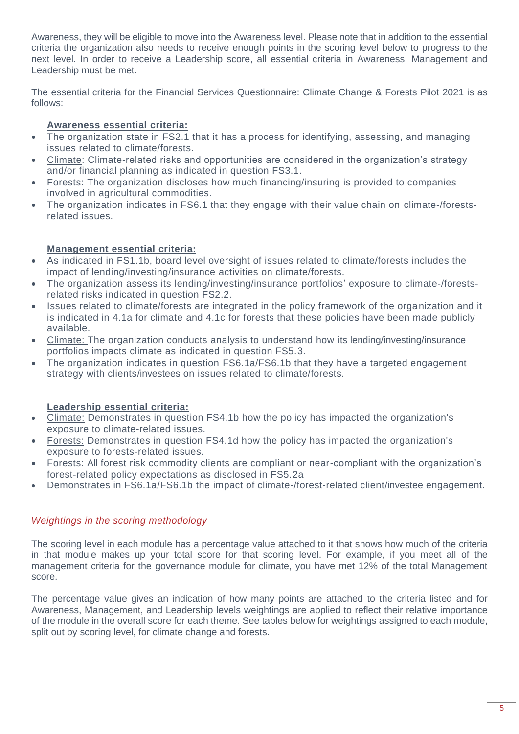Awareness, they will be eligible to move into the Awareness level. Please note that in addition to the essential criteria the organization also needs to receive enough points in the scoring level below to progress to the next level. In order to receive a Leadership score, all essential criteria in Awareness, Management and Leadership must be met.

The essential criteria for the Financial Services Questionnaire: Climate Change & Forests Pilot 2021 is as follows:

**Awareness essential criteria:**

- The organization state in FS2.1 that it has a process for identifying, assessing, and managing issues related to climate/forests.
- Climate: Climate-related risks and opportunities are considered in the organization's strategy and/or financial planning as indicated in question FS3.1.
- Forests: The organization discloses how much financing/insuring is provided to companies involved in agricultural commodities.
- The organization indicates in FS6.1 that they engage with their value chain on climate-/forests-related issues.

**Management essential criteria:**

- As indicated in FS1.1b, board level oversight of issues related to climate/forests includes the impact of lending/investing/insurance activities on climate/forests.
- The organization assess its lending/investing/insurance portfolios' exposure to climate-/forests-related risks indicated in question FS2.2.
- Issues related to climate/forests are integrated in the policy framework of the organization and it is indicated in 4.1a for climate and 4.1c for forests that these policies have been made publicly available.
- Climate: The organization conducts analysis to understand how its lending/investing/insurance portfolios impacts climate as indicated in question FS5.3.
- The organization indicates in question FS6.1a/FS6.1b that they have a targeted engagement strategy with clients/investees on issues related to climate/forests.

**Leadership essential criteria:**

- Climate: Demonstrates in question FS4.1b how the policy has impacted the organization's exposure to climate-related issues.
- Forests: Demonstrates in question FS4.1d how the policy has impacted the organization's exposure to forests-related issues.
- Forests: All forest risk commodity clients are compliant or near-compliant with the organization's forest-related policy expectations as disclosed in FS5.2a
- Demonstrates in FS6.1a/FS6.1b the impact of climate-/forest-related client/investee engagement.

### *Weightings in the scoring methodology*

The scoring level in each module has a percentage value attached to it that shows how much of the criteria in that module makes up your total score for that scoring level. For example, if you meet all of the management criteria for the governance module for climate, you have met 12% of the total Management score.

The percentage value gives an indication of how many points are attached to the criteria listed and for Awareness, Management, and Leadership levels weightings are applied to reflect their relative importance of the module in the overall score for each theme. See tables below for weightings assigned to each module, split out by scoring level, for climate change and forests.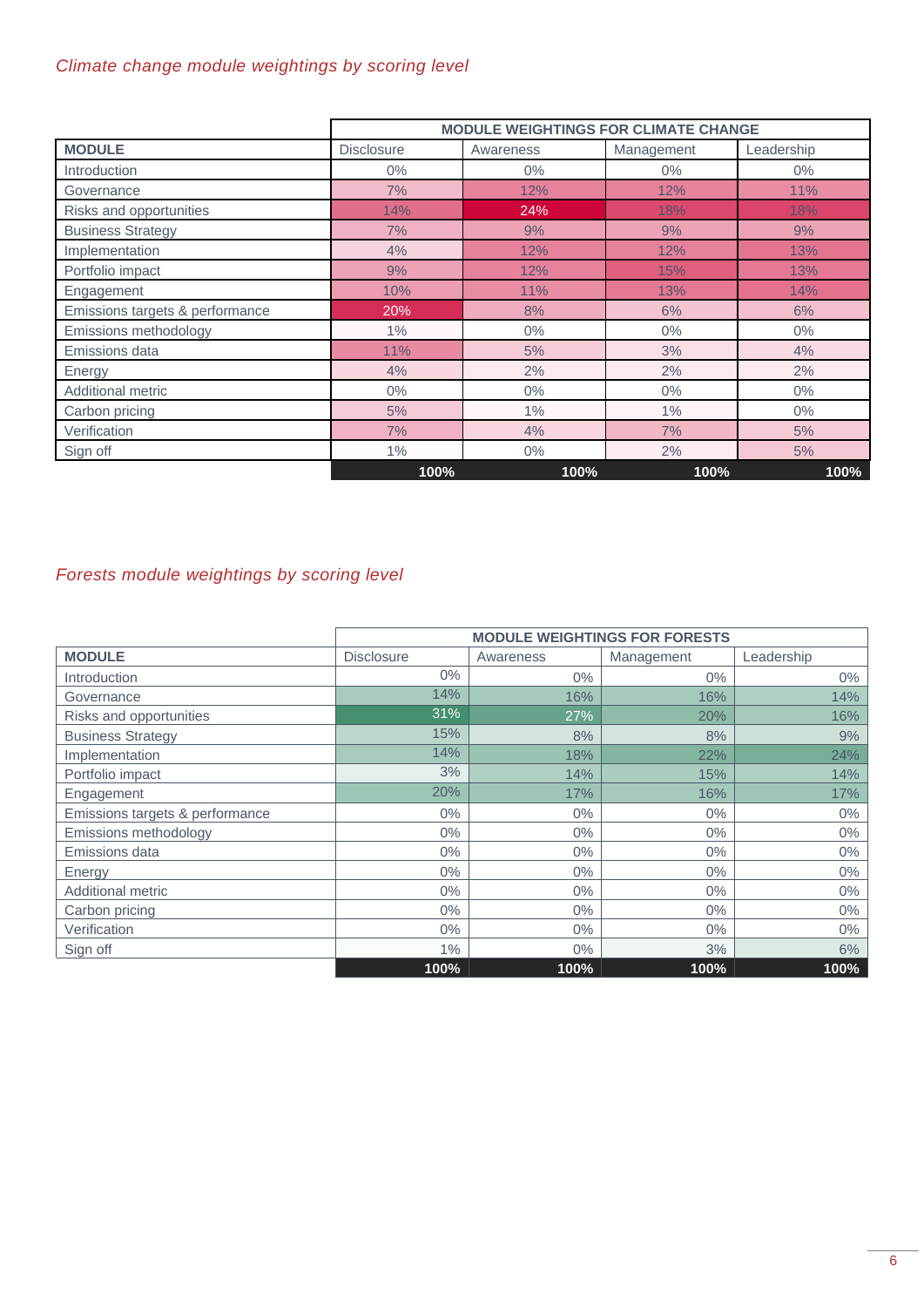*Climate change module weightings by scoring level*

| | MODULE WEIGHTINGS FOR CLIMATE CHANGE | | | |
|---|---|---|---|---|
| **MODULE** | Disclosure | Awareness | Management | Leadership |
| Introduction | 0% | 0% | 0% | 0% |
| Governance | 7% | 12% | 12% | 11% |
| Risks and opportunities | 14% | 24% | 18% | 18% |
| Business Strategy | 7% | 9% | 9% | 9% |
| Implementation | 4% | 12% | 12% | 13% |
| Portfolio impact | 9% | 12% | 15% | 13% |
| Engagement | 10% | 11% | 13% | 14% |
| Emissions targets & performance | 20% | 8% | 6% | 6% |
| Emissions methodology | 1% | 0% | 0% | 0% |
| Emissions data | 11% | 5% | 3% | 4% |
| Energy | 4% | 2% | 2% | 2% |
| Additional metric | 0% | 0% | 0% | 0% |
| Carbon pricing | 5% | 1% | 1% | 0% |
| Verification | 7% | 4% | 7% | 5% |
| Sign off | 1% | 0% | 2% | 5% |
| | **100%** | **100%** | **100%** | **100%** |

*Forests module weightings by scoring level*

| | MODULE WEIGHTINGS FOR FORESTS | | | |
|---|---|---|---|---|
| **MODULE** | Disclosure | Awareness | Management | Leadership |
| Introduction | 0% | 0% | 0% | 0% |
| Governance | 14% | 16% | 16% | 14% |
| Risks and opportunities | 31% | 27% | 20% | 16% |
| Business Strategy | 15% | 8% | 8% | 9% |
| Implementation | 14% | 18% | 22% | 24% |
| Portfolio impact | 3% | 14% | 15% | 14% |
| Engagement | 20% | 17% | 16% | 17% |
| Emissions targets & performance | 0% | 0% | 0% | 0% |
| Emissions methodology | 0% | 0% | 0% | 0% |
| Emissions data | 0% | 0% | 0% | 0% |
| Energy | 0% | 0% | 0% | 0% |
| Additional metric | 0% | 0% | 0% | 0% |
| Carbon pricing | 0% | 0% | 0% | 0% |
| Verification | 0% | 0% | 0% | 0% |
| Sign off | 1% | 0% | 3% | 6% |
| | **100%** | **100%** | **100%** | **100%** |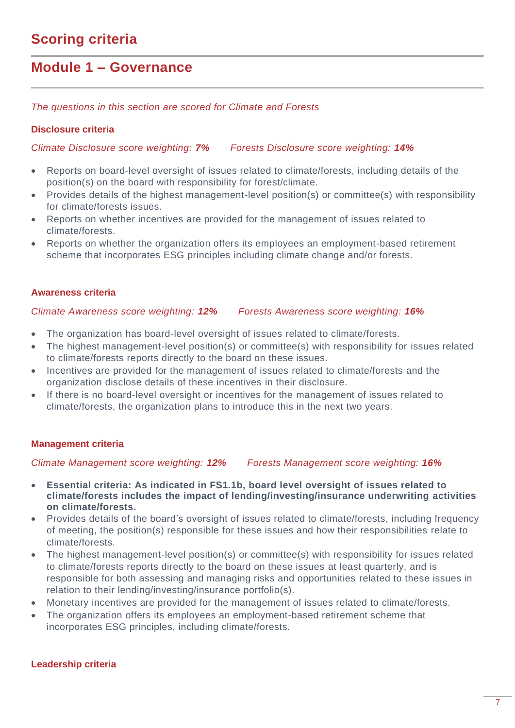# Scoring criteria

## Module 1 – Governance

*The questions in this section are scored for Climate and Forests*

### Disclosure criteria

*Climate Disclosure score weighting: **7%*** *Forests Disclosure score weighting: **14%***

- Reports on board-level oversight of issues related to climate/forests, including details of the position(s) on the board with responsibility for forest/climate.
- Provides details of the highest management-level position(s) or committee(s) with responsibility for climate/forests issues.
- Reports on whether incentives are provided for the management of issues related to climate/forests.
- Reports on whether the organization offers its employees an employment-based retirement scheme that incorporates ESG principles including climate change and/or forests.

### Awareness criteria

*Climate Awareness score weighting: **12%*** *Forests Awareness score weighting: **16%***

- The organization has board-level oversight of issues related to climate/forests.
- The highest management-level position(s) or committee(s) with responsibility for issues related to climate/forests reports directly to the board on these issues.
- Incentives are provided for the management of issues related to climate/forests and the organization disclose details of these incentives in their disclosure.
- If there is no board-level oversight or incentives for the management of issues related to climate/forests, the organization plans to introduce this in the next two years.

### Management criteria

*Climate Management score weighting: **12%*** *Forests Management score weighting: **16%***

- **Essential criteria: As indicated in FS1.1b, board level oversight of issues related to climate/forests includes the impact of lending/investing/insurance underwriting activities on climate/forests.**
- Provides details of the board's oversight of issues related to climate/forests, including frequency of meeting, the position(s) responsible for these issues and how their responsibilities relate to climate/forests.
- The highest management-level position(s) or committee(s) with responsibility for issues related to climate/forests reports directly to the board on these issues at least quarterly, and is responsible for both assessing and managing risks and opportunities related to these issues in relation to their lending/investing/insurance portfolio(s).
- Monetary incentives are provided for the management of issues related to climate/forests.
- The organization offers its employees an employment-based retirement scheme that incorporates ESG principles, including climate/forests.

### Leadership criteria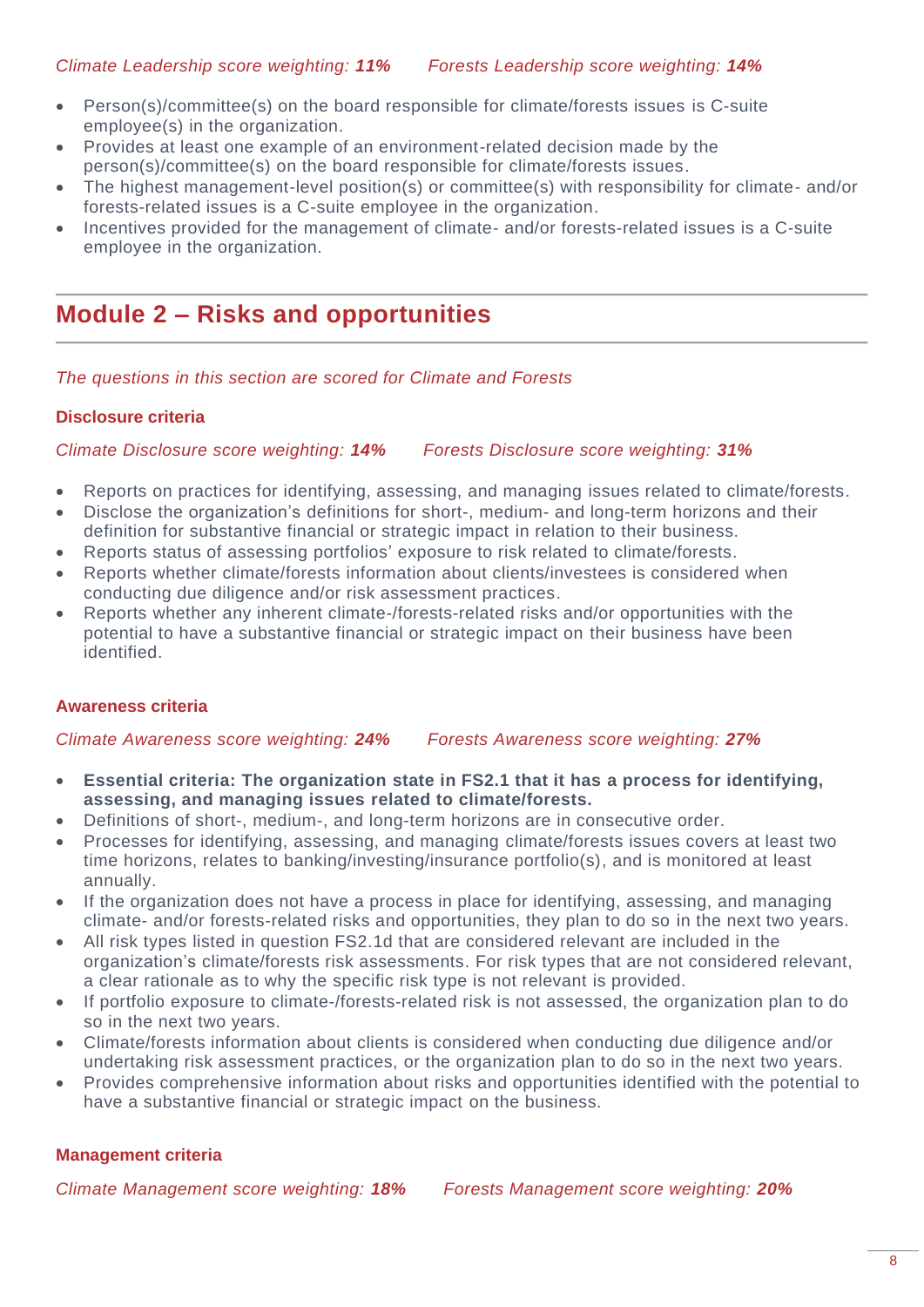*Climate Leadership score weighting: **11%*** *Forests Leadership score weighting: **14%***

- Person(s)/committee(s) on the board responsible for climate/forests issues is C-suite employee(s) in the organization.
- Provides at least one example of an environment-related decision made by the person(s)/committee(s) on the board responsible for climate/forests issues.
- The highest management-level position(s) or committee(s) with responsibility for climate- and/or forests-related issues is a C-suite employee in the organization.
- Incentives provided for the management of climate- and/or forests-related issues is a C-suite employee in the organization.

## Module 2 – Risks and opportunities

*The questions in this section are scored for Climate and Forests*

### Disclosure criteria

*Climate Disclosure score weighting: **14%*** *Forests Disclosure score weighting: **31%***

- Reports on practices for identifying, assessing, and managing issues related to climate/forests.
- Disclose the organization's definitions for short-, medium- and long-term horizons and their definition for substantive financial or strategic impact in relation to their business.
- Reports status of assessing portfolios' exposure to risk related to climate/forests.
- Reports whether climate/forests information about clients/investees is considered when conducting due diligence and/or risk assessment practices.
- Reports whether any inherent climate-/forests-related risks and/or opportunities with the potential to have a substantive financial or strategic impact on their business have been identified.

### Awareness criteria

*Climate Awareness score weighting: **24%*** *Forests Awareness score weighting: **27%***

- **Essential criteria: The organization state in FS2.1 that it has a process for identifying, assessing, and managing issues related to climate/forests.**
- Definitions of short-, medium-, and long-term horizons are in consecutive order.
- Processes for identifying, assessing, and managing climate/forests issues covers at least two time horizons, relates to banking/investing/insurance portfolio(s), and is monitored at least annually.
- If the organization does not have a process in place for identifying, assessing, and managing climate- and/or forests-related risks and opportunities, they plan to do so in the next two years.
- All risk types listed in question FS2.1d that are considered relevant are included in the organization's climate/forests risk assessments. For risk types that are not considered relevant, a clear rationale as to why the specific risk type is not relevant is provided.
- If portfolio exposure to climate-/forests-related risk is not assessed, the organization plan to do so in the next two years.
- Climate/forests information about clients is considered when conducting due diligence and/or undertaking risk assessment practices, or the organization plan to do so in the next two years.
- Provides comprehensive information about risks and opportunities identified with the potential to have a substantive financial or strategic impact on the business.

### Management criteria

*Climate Management score weighting: **18%*** *Forests Management score weighting: **20%***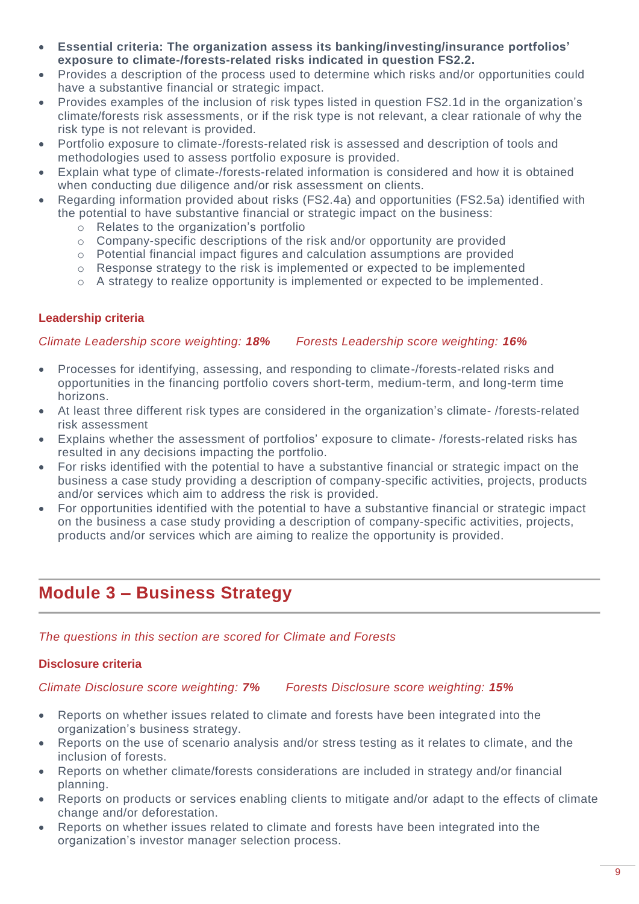- **Essential criteria: The organization assess its banking/investing/insurance portfolios' exposure to climate-/forests-related risks indicated in question FS2.2.**
- Provides a description of the process used to determine which risks and/or opportunities could have a substantive financial or strategic impact.
- Provides examples of the inclusion of risk types listed in question FS2.1d in the organization's climate/forests risk assessments, or if the risk type is not relevant, a clear rationale of why the risk type is not relevant is provided.
- Portfolio exposure to climate-/forests-related risk is assessed and description of tools and methodologies used to assess portfolio exposure is provided.
- Explain what type of climate-/forests-related information is considered and how it is obtained when conducting due diligence and/or risk assessment on clients.
- Regarding information provided about risks (FS2.4a) and opportunities (FS2.5a) identified with the potential to have substantive financial or strategic impact on the business:
  - Relates to the organization's portfolio
  - Company-specific descriptions of the risk and/or opportunity are provided
  - Potential financial impact figures and calculation assumptions are provided
  - Response strategy to the risk is implemented or expected to be implemented
  - A strategy to realize opportunity is implemented or expected to be implemented.

### Leadership criteria

*Climate Leadership score weighting:* ***18%*** *Forests Leadership score weighting:* ***16%***

- Processes for identifying, assessing, and responding to climate-/forests-related risks and opportunities in the financing portfolio covers short-term, medium-term, and long-term time horizons.
- At least three different risk types are considered in the organization's climate- /forests-related risk assessment
- Explains whether the assessment of portfolios' exposure to climate- /forests-related risks has resulted in any decisions impacting the portfolio.
- For risks identified with the potential to have a substantive financial or strategic impact on the business a case study providing a description of company-specific activities, projects, products and/or services which aim to address the risk is provided.
- For opportunities identified with the potential to have a substantive financial or strategic impact on the business a case study providing a description of company-specific activities, projects, products and/or services which are aiming to realize the opportunity is provided.

## Module 3 – Business Strategy

*The questions in this section are scored for Climate and Forests*

### Disclosure criteria

*Climate Disclosure score weighting:* ***7%*** *Forests Disclosure score weighting:* ***15%***

- Reports on whether issues related to climate and forests have been integrated into the organization's business strategy.
- Reports on the use of scenario analysis and/or stress testing as it relates to climate, and the inclusion of forests.
- Reports on whether climate/forests considerations are included in strategy and/or financial planning.
- Reports on products or services enabling clients to mitigate and/or adapt to the effects of climate change and/or deforestation.
- Reports on whether issues related to climate and forests have been integrated into the organization's investor manager selection process.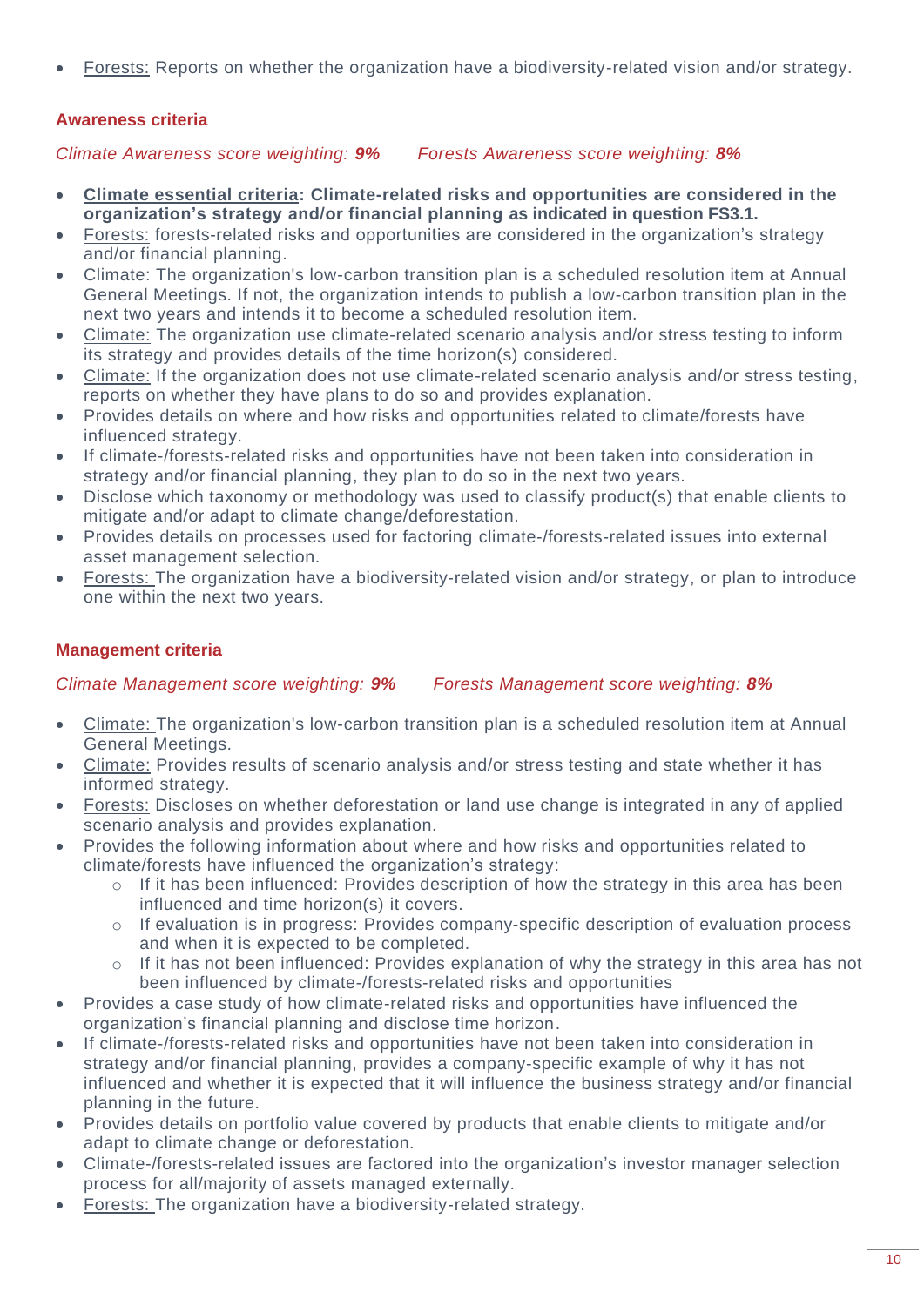- Forests: Reports on whether the organization have a biodiversity-related vision and/or strategy.

### Awareness criteria

*Climate Awareness score weighting:* ***9%*** *Forests Awareness score weighting:* ***8%***

- **Climate essential criteria: Climate-related risks and opportunities are considered in the organization's strategy and/or financial planning as indicated in question FS3.1.**
- Forests: forests-related risks and opportunities are considered in the organization's strategy and/or financial planning.
- Climate: The organization's low-carbon transition plan is a scheduled resolution item at Annual General Meetings. If not, the organization intends to publish a low-carbon transition plan in the next two years and intends it to become a scheduled resolution item.
- Climate: The organization use climate-related scenario analysis and/or stress testing to inform its strategy and provides details of the time horizon(s) considered.
- Climate: If the organization does not use climate-related scenario analysis and/or stress testing, reports on whether they have plans to do so and provides explanation.
- Provides details on where and how risks and opportunities related to climate/forests have influenced strategy.
- If climate-/forests-related risks and opportunities have not been taken into consideration in strategy and/or financial planning, they plan to do so in the next two years.
- Disclose which taxonomy or methodology was used to classify product(s) that enable clients to mitigate and/or adapt to climate change/deforestation.
- Provides details on processes used for factoring climate-/forests-related issues into external asset management selection.
- Forests: The organization have a biodiversity-related vision and/or strategy, or plan to introduce one within the next two years.

### Management criteria

*Climate Management score weighting:* ***9%*** *Forests Management score weighting:* ***8%***

- Climate: The organization's low-carbon transition plan is a scheduled resolution item at Annual General Meetings.
- Climate: Provides results of scenario analysis and/or stress testing and state whether it has informed strategy.
- Forests: Discloses on whether deforestation or land use change is integrated in any of applied scenario analysis and provides explanation.
- Provides the following information about where and how risks and opportunities related to climate/forests have influenced the organization's strategy:
    - If it has been influenced: Provides description of how the strategy in this area has been influenced and time horizon(s) it covers.
    - If evaluation is in progress: Provides company-specific description of evaluation process and when it is expected to be completed.
    - If it has not been influenced: Provides explanation of why the strategy in this area has not been influenced by climate-/forests-related risks and opportunities
- Provides a case study of how climate-related risks and opportunities have influenced the organization's financial planning and disclose time horizon.
- If climate-/forests-related risks and opportunities have not been taken into consideration in strategy and/or financial planning, provides a company-specific example of why it has not influenced and whether it is expected that it will influence the business strategy and/or financial planning in the future.
- Provides details on portfolio value covered by products that enable clients to mitigate and/or adapt to climate change or deforestation.
- Climate-/forests-related issues are factored into the organization's investor manager selection process for all/majority of assets managed externally.
- Forests: The organization have a biodiversity-related strategy.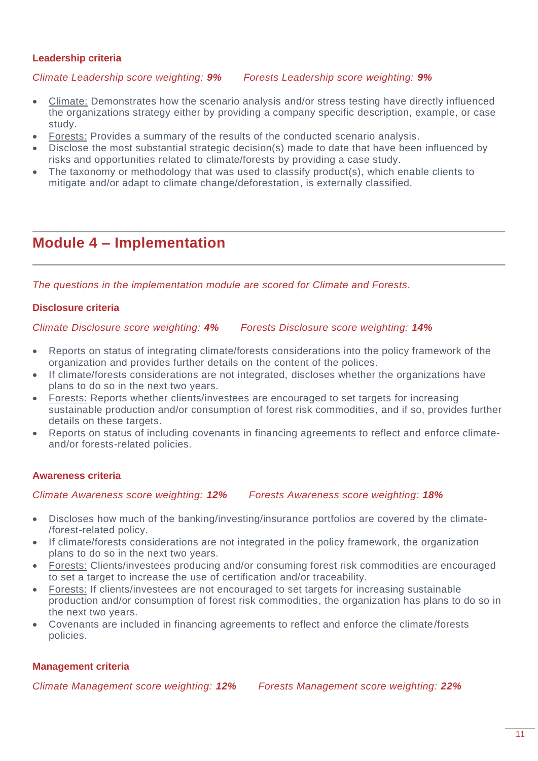#### Leadership criteria

*Climate Leadership score weighting: **9%*** *Forests Leadership score weighting: **9%***

- Climate: Demonstrates how the scenario analysis and/or stress testing have directly influenced the organizations strategy either by providing a company specific description, example, or case study.
- Forests: Provides a summary of the results of the conducted scenario analysis.
- Disclose the most substantial strategic decision(s) made to date that have been influenced by risks and opportunities related to climate/forests by providing a case study.
- The taxonomy or methodology that was used to classify product(s), which enable clients to mitigate and/or adapt to climate change/deforestation, is externally classified.

## Module 4 – Implementation

*The questions in the implementation module are scored for Climate and Forests.*

#### Disclosure criteria

*Climate Disclosure score weighting: **4%*** *Forests Disclosure score weighting: **14%***

- Reports on status of integrating climate/forests considerations into the policy framework of the organization and provides further details on the content of the polices.
- If climate/forests considerations are not integrated, discloses whether the organizations have plans to do so in the next two years.
- Forests: Reports whether clients/investees are encouraged to set targets for increasing sustainable production and/or consumption of forest risk commodities, and if so, provides further details on these targets.
- Reports on status of including covenants in financing agreements to reflect and enforce climate- and/or forests-related policies.

#### Awareness criteria

*Climate Awareness score weighting: **12%*** *Forests Awareness score weighting: **18%***

- Discloses how much of the banking/investing/insurance portfolios are covered by the climate-/forest-related policy.
- If climate/forests considerations are not integrated in the policy framework, the organization plans to do so in the next two years.
- Forests: Clients/investees producing and/or consuming forest risk commodities are encouraged to set a target to increase the use of certification and/or traceability.
- Forests: If clients/investees are not encouraged to set targets for increasing sustainable production and/or consumption of forest risk commodities, the organization has plans to do so in the next two years.
- Covenants are included in financing agreements to reflect and enforce the climate/forests policies.

#### Management criteria

*Climate Management score weighting: **12%*** *Forests Management score weighting: **22%***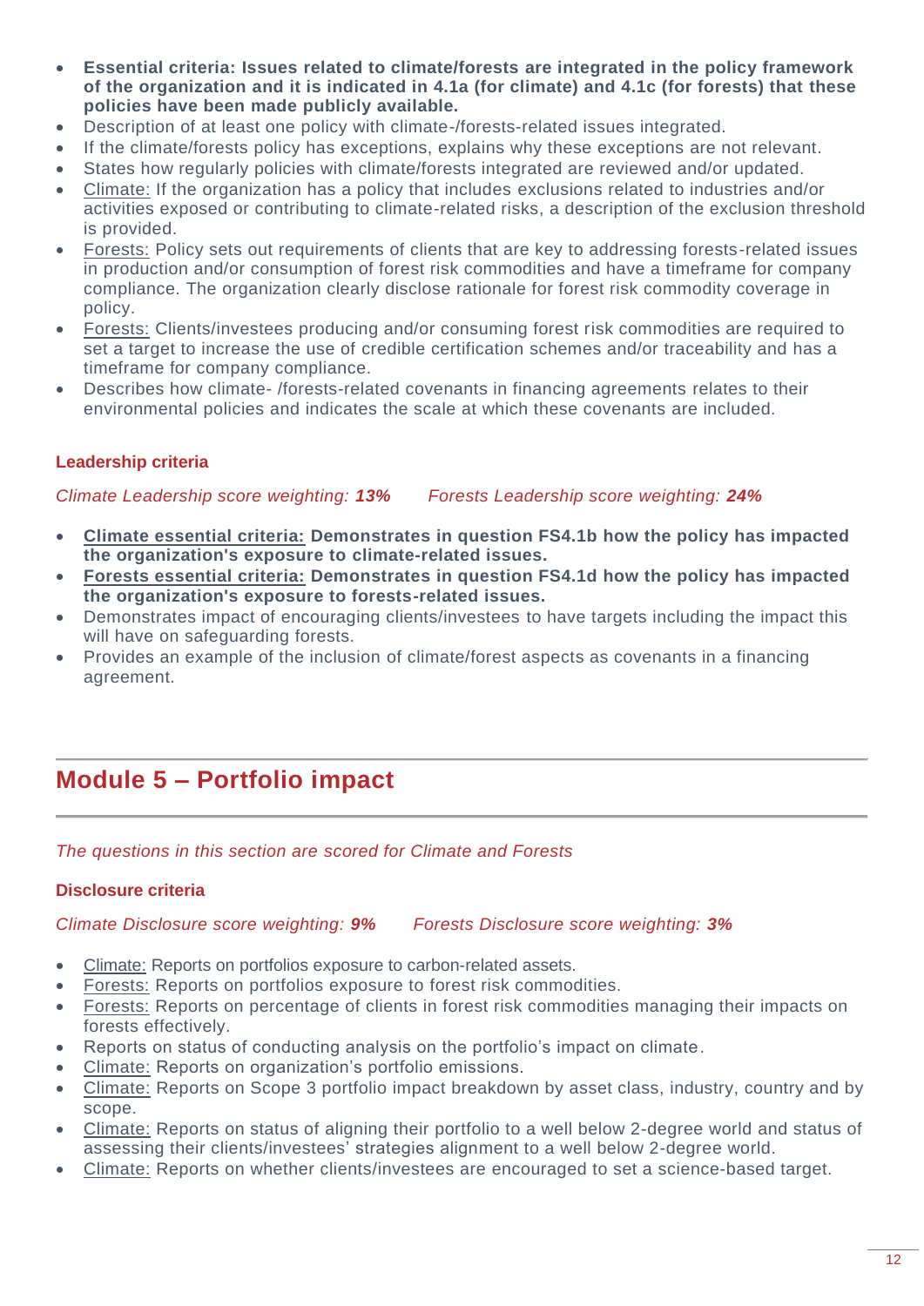- **Essential criteria: Issues related to climate/forests are integrated in the policy framework of the organization and it is indicated in 4.1a (for climate) and 4.1c (for forests) that these policies have been made publicly available.**
- Description of at least one policy with climate-/forests-related issues integrated.
- If the climate/forests policy has exceptions, explains why these exceptions are not relevant.
- States how regularly policies with climate/forests integrated are reviewed and/or updated.
- Climate: If the organization has a policy that includes exclusions related to industries and/or activities exposed or contributing to climate-related risks, a description of the exclusion threshold is provided.
- Forests: Policy sets out requirements of clients that are key to addressing forests-related issues in production and/or consumption of forest risk commodities and have a timeframe for company compliance. The organization clearly disclose rationale for forest risk commodity coverage in policy.
- Forests: Clients/investees producing and/or consuming forest risk commodities are required to set a target to increase the use of credible certification schemes and/or traceability and has a timeframe for company compliance.
- Describes how climate- /forests-related covenants in financing agreements relates to their environmental policies and indicates the scale at which these covenants are included.

#### Leadership criteria

*Climate Leadership score weighting:* ***13%*** *Forests Leadership score weighting:* ***24%***

- **Climate essential criteria: Demonstrates in question FS4.1b how the policy has impacted the organization's exposure to climate-related issues.**
- **Forests essential criteria: Demonstrates in question FS4.1d how the policy has impacted the organization's exposure to forests-related issues.**
- Demonstrates impact of encouraging clients/investees to have targets including the impact this will have on safeguarding forests.
- Provides an example of the inclusion of climate/forest aspects as covenants in a financing agreement.

## Module 5 – Portfolio impact

*The questions in this section are scored for Climate and Forests*

#### Disclosure criteria

*Climate Disclosure score weighting:* ***9%*** *Forests Disclosure score weighting:* ***3%***

- Climate: Reports on portfolios exposure to carbon-related assets.
- Forests: Reports on portfolios exposure to forest risk commodities.
- Forests: Reports on percentage of clients in forest risk commodities managing their impacts on forests effectively.
- Reports on status of conducting analysis on the portfolio's impact on climate.
- Climate: Reports on organization's portfolio emissions.
- Climate: Reports on Scope 3 portfolio impact breakdown by asset class, industry, country and by scope.
- Climate: Reports on status of aligning their portfolio to a well below 2-degree world and status of assessing their clients/investees' strategies alignment to a well below 2-degree world.
- Climate: Reports on whether clients/investees are encouraged to set a science-based target.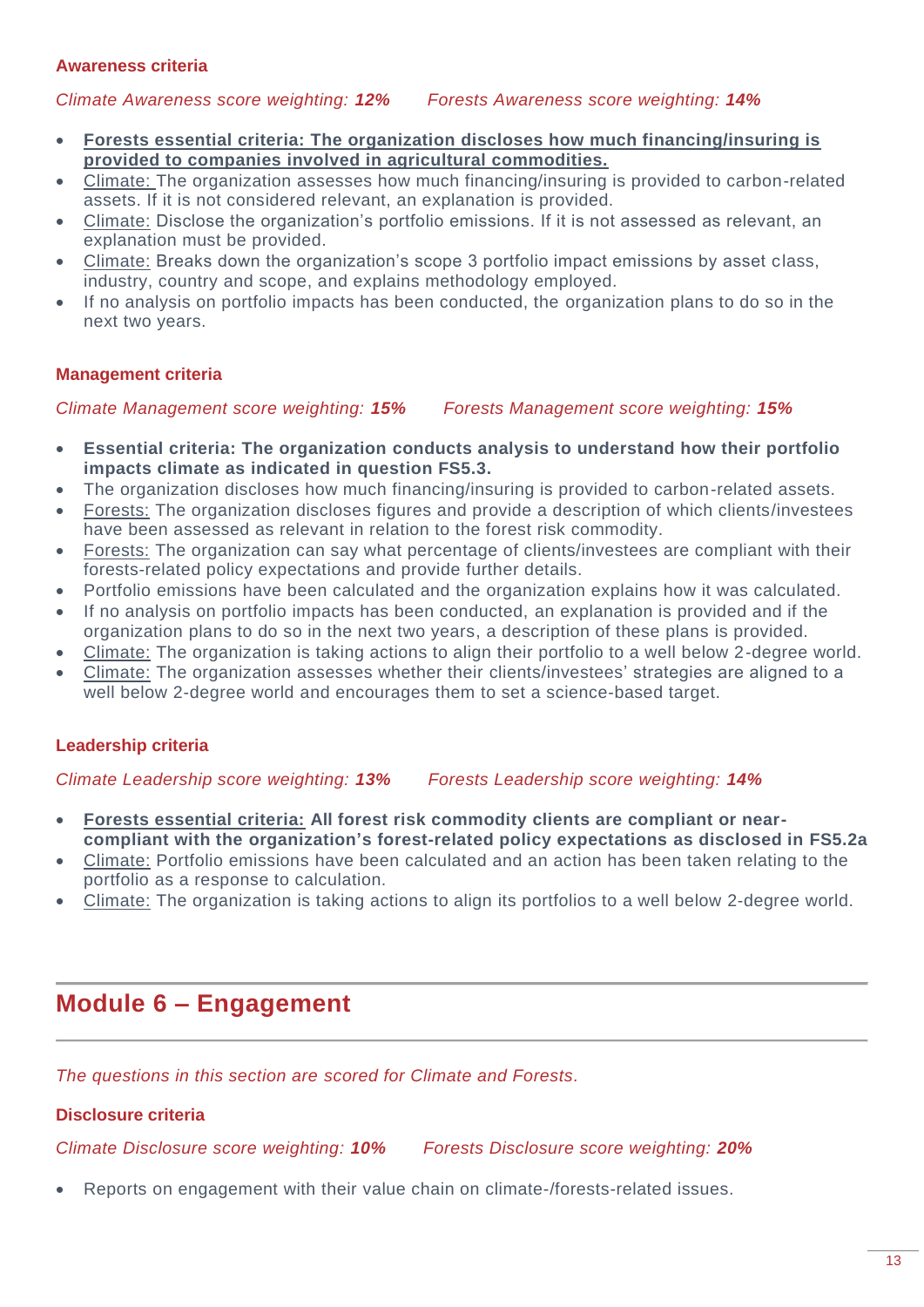### Awareness criteria

*Climate Awareness score weighting:* ***12%*** *Forests Awareness score weighting:* ***14%***

- **Forests essential criteria: The organization discloses how much financing/insuring is provided to companies involved in agricultural commodities.**
- Climate: The organization assesses how much financing/insuring is provided to carbon-related assets. If it is not considered relevant, an explanation is provided.
- Climate: Disclose the organization's portfolio emissions. If it is not assessed as relevant, an explanation must be provided.
- Climate: Breaks down the organization's scope 3 portfolio impact emissions by asset class, industry, country and scope, and explains methodology employed.
- If no analysis on portfolio impacts has been conducted, the organization plans to do so in the next two years.

### Management criteria

*Climate Management score weighting:* ***15%*** *Forests Management score weighting:* ***15%***

- **Essential criteria: The organization conducts analysis to understand how their portfolio impacts climate as indicated in question FS5.3.**
- The organization discloses how much financing/insuring is provided to carbon-related assets.
- Forests: The organization discloses figures and provide a description of which clients/investees have been assessed as relevant in relation to the forest risk commodity.
- Forests: The organization can say what percentage of clients/investees are compliant with their forests-related policy expectations and provide further details.
- Portfolio emissions have been calculated and the organization explains how it was calculated.
- If no analysis on portfolio impacts has been conducted, an explanation is provided and if the organization plans to do so in the next two years, a description of these plans is provided.
- Climate: The organization is taking actions to align their portfolio to a well below 2-degree world.
- Climate: The organization assesses whether their clients/investees' strategies are aligned to a well below 2-degree world and encourages them to set a science-based target.

### Leadership criteria

*Climate Leadership score weighting:* ***13%*** *Forests Leadership score weighting:* ***14%***

- **Forests essential criteria: All forest risk commodity clients are compliant or near-compliant with the organization's forest-related policy expectations as disclosed in FS5.2a**
- Climate: Portfolio emissions have been calculated and an action has been taken relating to the portfolio as a response to calculation.
- Climate: The organization is taking actions to align its portfolios to a well below 2-degree world.

## Module 6 – Engagement

*The questions in this section are scored for Climate and Forests.*

### Disclosure criteria

*Climate Disclosure score weighting:* ***10%*** *Forests Disclosure score weighting:* ***20%***

- Reports on engagement with their value chain on climate-/forests-related issues.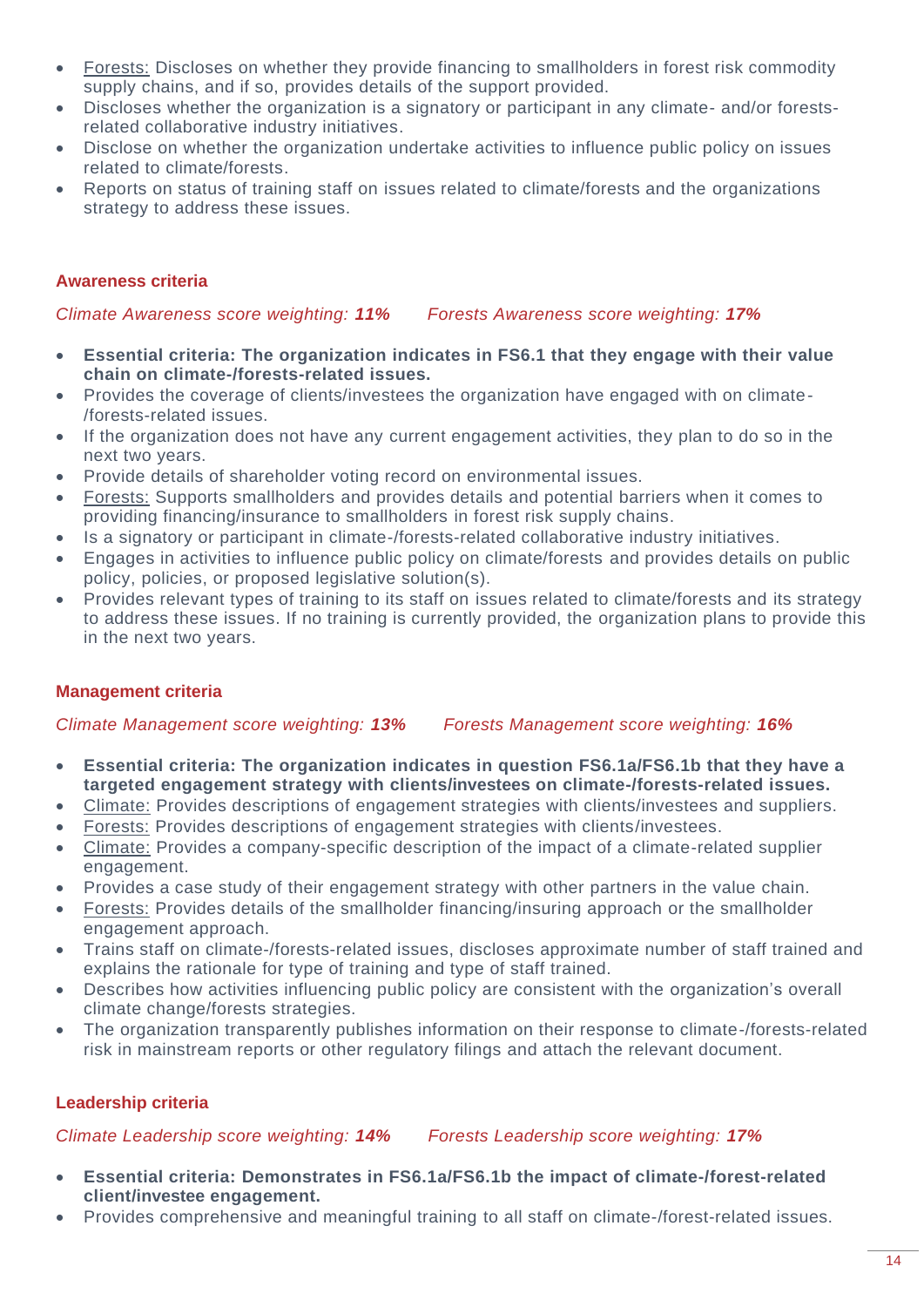- Forests: Discloses on whether they provide financing to smallholders in forest risk commodity supply chains, and if so, provides details of the support provided.
- Discloses whether the organization is a signatory or participant in any climate- and/or forests-related collaborative industry initiatives.
- Disclose on whether the organization undertake activities to influence public policy on issues related to climate/forests.
- Reports on status of training staff on issues related to climate/forests and the organizations strategy to address these issues.

#### Awareness criteria

*Climate Awareness score weighting: **11%*** *Forests Awareness score weighting: **17%***

- **Essential criteria: The organization indicates in FS6.1 that they engage with their value chain on climate-/forests-related issues.**
- Provides the coverage of clients/investees the organization have engaged with on climate-/forests-related issues.
- If the organization does not have any current engagement activities, they plan to do so in the next two years.
- Provide details of shareholder voting record on environmental issues.
- Forests: Supports smallholders and provides details and potential barriers when it comes to providing financing/insurance to smallholders in forest risk supply chains.
- Is a signatory or participant in climate-/forests-related collaborative industry initiatives.
- Engages in activities to influence public policy on climate/forests and provides details on public policy, policies, or proposed legislative solution(s).
- Provides relevant types of training to its staff on issues related to climate/forests and its strategy to address these issues. If no training is currently provided, the organization plans to provide this in the next two years.

#### Management criteria

*Climate Management score weighting: **13%*** *Forests Management score weighting: **16%***

- **Essential criteria: The organization indicates in question FS6.1a/FS6.1b that they have a targeted engagement strategy with clients/investees on climate-/forests-related issues.**
- Climate: Provides descriptions of engagement strategies with clients/investees and suppliers.
- Forests: Provides descriptions of engagement strategies with clients/investees.
- Climate: Provides a company-specific description of the impact of a climate-related supplier engagement.
- Provides a case study of their engagement strategy with other partners in the value chain.
- Forests: Provides details of the smallholder financing/insuring approach or the smallholder engagement approach.
- Trains staff on climate-/forests-related issues, discloses approximate number of staff trained and explains the rationale for type of training and type of staff trained.
- Describes how activities influencing public policy are consistent with the organization's overall climate change/forests strategies.
- The organization transparently publishes information on their response to climate-/forests-related risk in mainstream reports or other regulatory filings and attach the relevant document.

#### Leadership criteria

*Climate Leadership score weighting: **14%*** *Forests Leadership score weighting: **17%***

- **Essential criteria: Demonstrates in FS6.1a/FS6.1b the impact of climate-/forest-related client/investee engagement.**
- Provides comprehensive and meaningful training to all staff on climate-/forest-related issues.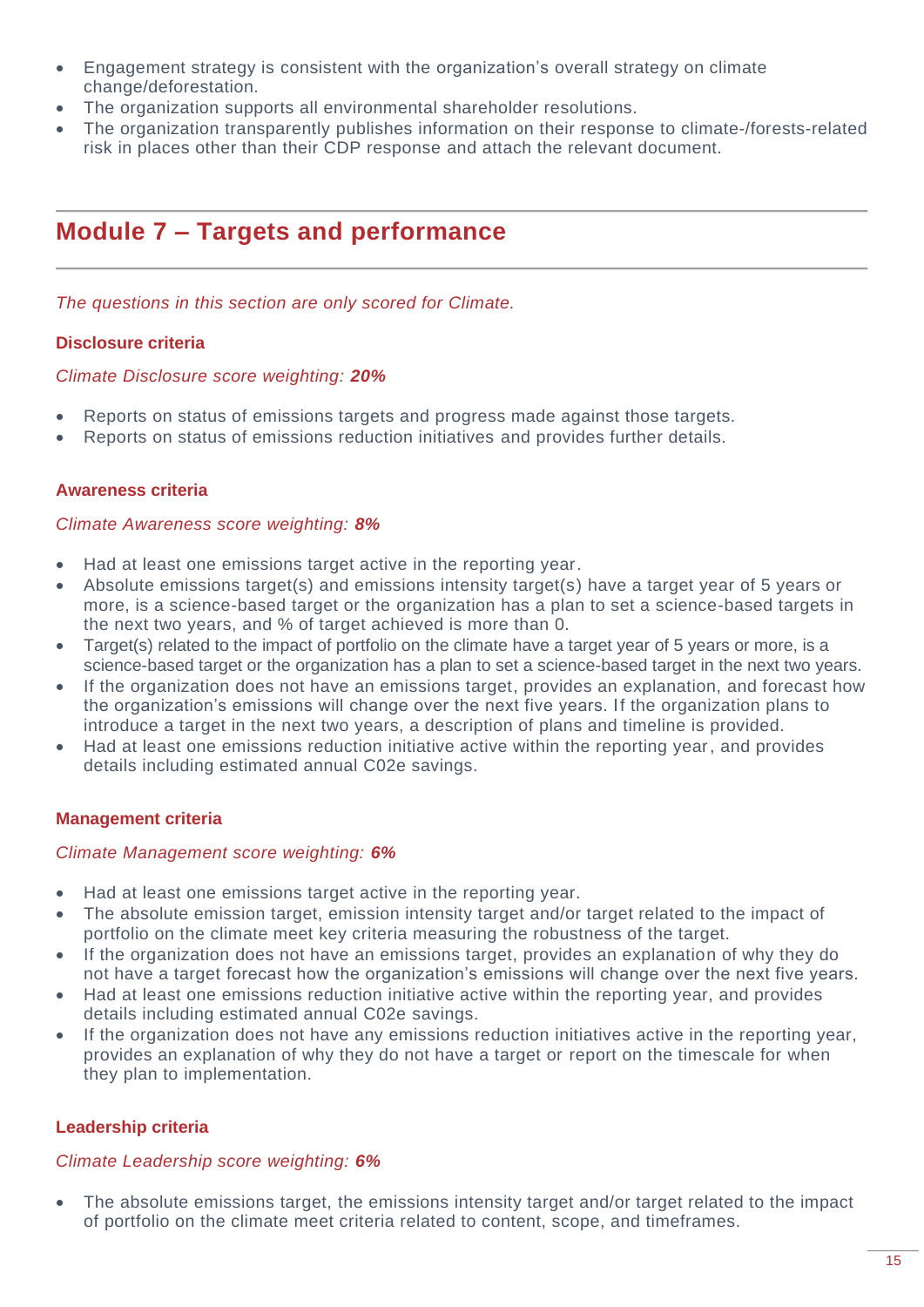- Engagement strategy is consistent with the organization's overall strategy on climate change/deforestation.
- The organization supports all environmental shareholder resolutions.
- The organization transparently publishes information on their response to climate-/forests-related risk in places other than their CDP response and attach the relevant document.

## Module 7 – Targets and performance

*The questions in this section are only scored for Climate.*

### Disclosure criteria

*Climate Disclosure score weighting: **20%***

- Reports on status of emissions targets and progress made against those targets.
- Reports on status of emissions reduction initiatives and provides further details.

### Awareness criteria

*Climate Awareness score weighting: **8%***

- Had at least one emissions target active in the reporting year.
- Absolute emissions target(s) and emissions intensity target(s) have a target year of 5 years or more, is a science-based target or the organization has a plan to set a science-based targets in the next two years, and % of target achieved is more than 0.
- Target(s) related to the impact of portfolio on the climate have a target year of 5 years or more, is a science-based target or the organization has a plan to set a science-based target in the next two years.
- If the organization does not have an emissions target, provides an explanation, and forecast how the organization's emissions will change over the next five years. If the organization plans to introduce a target in the next two years, a description of plans and timeline is provided.
- Had at least one emissions reduction initiative active within the reporting year, and provides details including estimated annual C02e savings.

### Management criteria

*Climate Management score weighting: **6%***

- Had at least one emissions target active in the reporting year.
- The absolute emission target, emission intensity target and/or target related to the impact of portfolio on the climate meet key criteria measuring the robustness of the target.
- If the organization does not have an emissions target, provides an explanation of why they do not have a target forecast how the organization's emissions will change over the next five years.
- Had at least one emissions reduction initiative active within the reporting year, and provides details including estimated annual C02e savings.
- If the organization does not have any emissions reduction initiatives active in the reporting year, provides an explanation of why they do not have a target or report on the timescale for when they plan to implementation.

### Leadership criteria

*Climate Leadership score weighting: **6%***

- The absolute emissions target, the emissions intensity target and/or target related to the impact of portfolio on the climate meet criteria related to content, scope, and timeframes.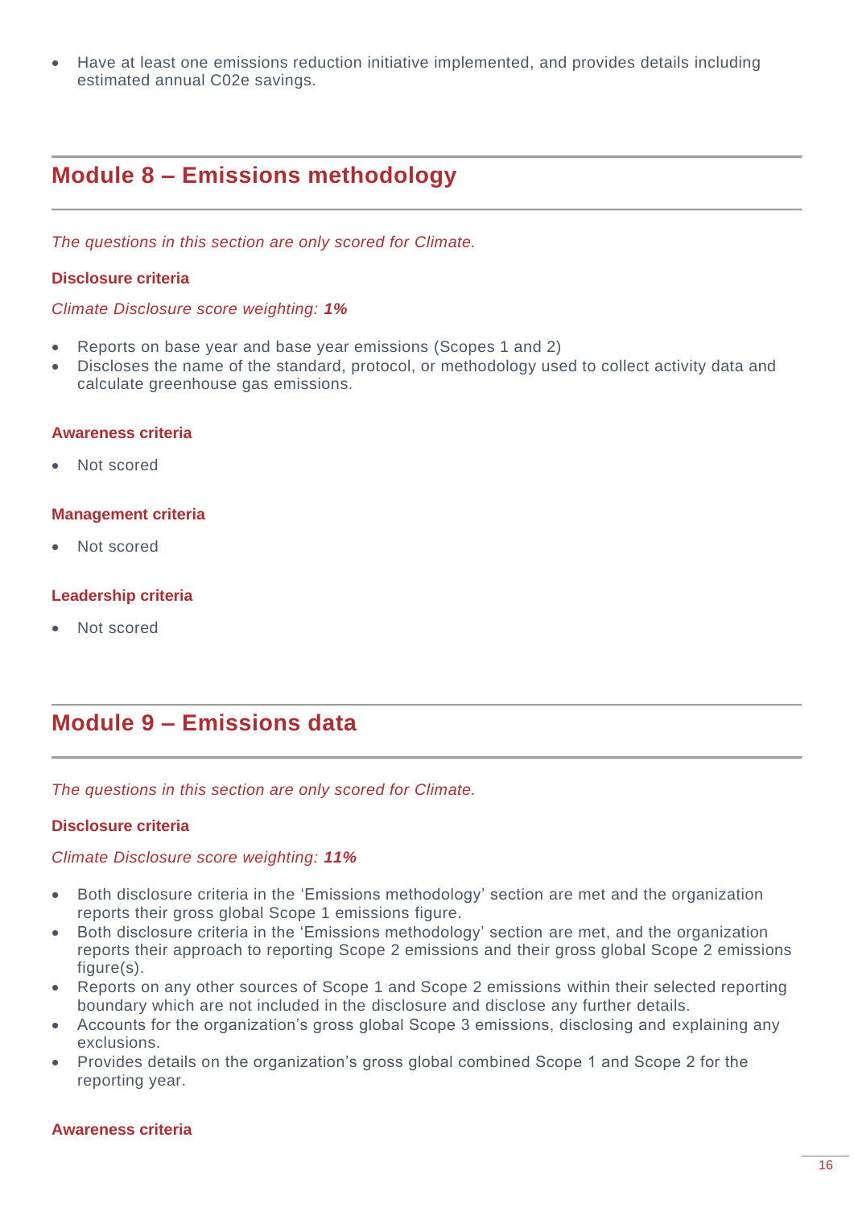- Have at least one emissions reduction initiative implemented, and provides details including estimated annual C02e savings.

## Module 8 – Emissions methodology

*The questions in this section are only scored for Climate.*

**Disclosure criteria**

*Climate Disclosure score weighting: **1%***

- Reports on base year and base year emissions (Scopes 1 and 2)
- Discloses the name of the standard, protocol, or methodology used to collect activity data and calculate greenhouse gas emissions.

**Awareness criteria**

- Not scored

**Management criteria**

- Not scored

**Leadership criteria**

- Not scored

## Module 9 – Emissions data

*The questions in this section are only scored for Climate.*

**Disclosure criteria**

*Climate Disclosure score weighting: **11%***

- Both disclosure criteria in the 'Emissions methodology' section are met and the organization reports their gross global Scope 1 emissions figure.
- Both disclosure criteria in the 'Emissions methodology' section are met, and the organization reports their approach to reporting Scope 2 emissions and their gross global Scope 2 emissions figure(s).
- Reports on any other sources of Scope 1 and Scope 2 emissions within their selected reporting boundary which are not included in the disclosure and disclose any further details.
- Accounts for the organization's gross global Scope 3 emissions, disclosing and explaining any exclusions.
- Provides details on the organization's gross global combined Scope 1 and Scope 2 for the reporting year.

**Awareness criteria**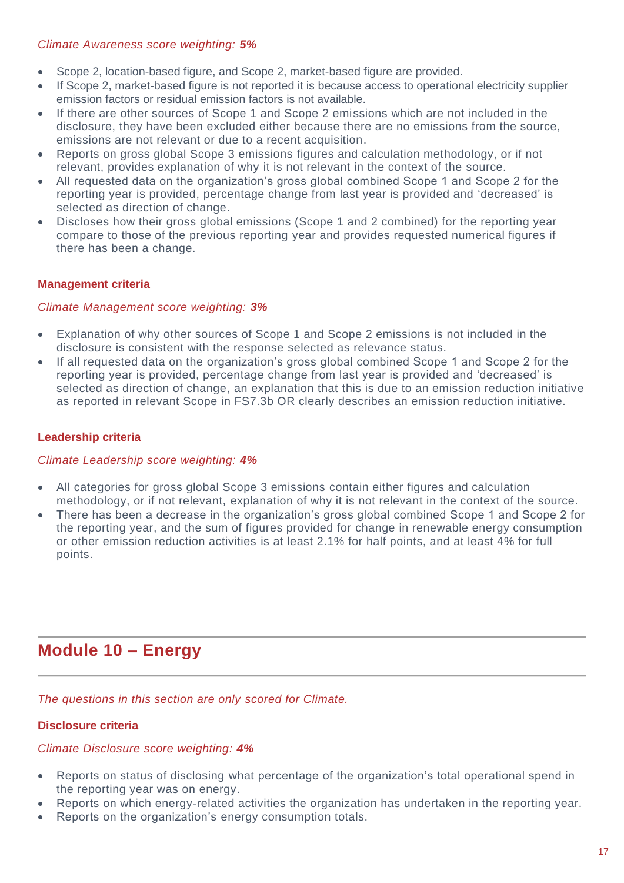*Climate Awareness score weighting: **5%***

- Scope 2, location-based figure, and Scope 2, market-based figure are provided.
- If Scope 2, market-based figure is not reported it is because access to operational electricity supplier emission factors or residual emission factors is not available.
- If there are other sources of Scope 1 and Scope 2 emissions which are not included in the disclosure, they have been excluded either because there are no emissions from the source, emissions are not relevant or due to a recent acquisition.
- Reports on gross global Scope 3 emissions figures and calculation methodology, or if not relevant, provides explanation of why it is not relevant in the context of the source.
- All requested data on the organization's gross global combined Scope 1 and Scope 2 for the reporting year is provided, percentage change from last year is provided and 'decreased' is selected as direction of change.
- Discloses how their gross global emissions (Scope 1 and 2 combined) for the reporting year compare to those of the previous reporting year and provides requested numerical figures if there has been a change.

#### Management criteria

*Climate Management score weighting: **3%***

- Explanation of why other sources of Scope 1 and Scope 2 emissions is not included in the disclosure is consistent with the response selected as relevance status.
- If all requested data on the organization's gross global combined Scope 1 and Scope 2 for the reporting year is provided, percentage change from last year is provided and 'decreased' is selected as direction of change, an explanation that this is due to an emission reduction initiative as reported in relevant Scope in FS7.3b OR clearly describes an emission reduction initiative.

#### Leadership criteria

*Climate Leadership score weighting: **4%***

- All categories for gross global Scope 3 emissions contain either figures and calculation methodology, or if not relevant, explanation of why it is not relevant in the context of the source.
- There has been a decrease in the organization's gross global combined Scope 1 and Scope 2 for the reporting year, and the sum of figures provided for change in renewable energy consumption or other emission reduction activities is at least 2.1% for half points, and at least 4% for full points.

## Module 10 – Energy

*The questions in this section are only scored for Climate.*

#### Disclosure criteria

*Climate Disclosure score weighting: **4%***

- Reports on status of disclosing what percentage of the organization's total operational spend in the reporting year was on energy.
- Reports on which energy-related activities the organization has undertaken in the reporting year.
- Reports on the organization's energy consumption totals.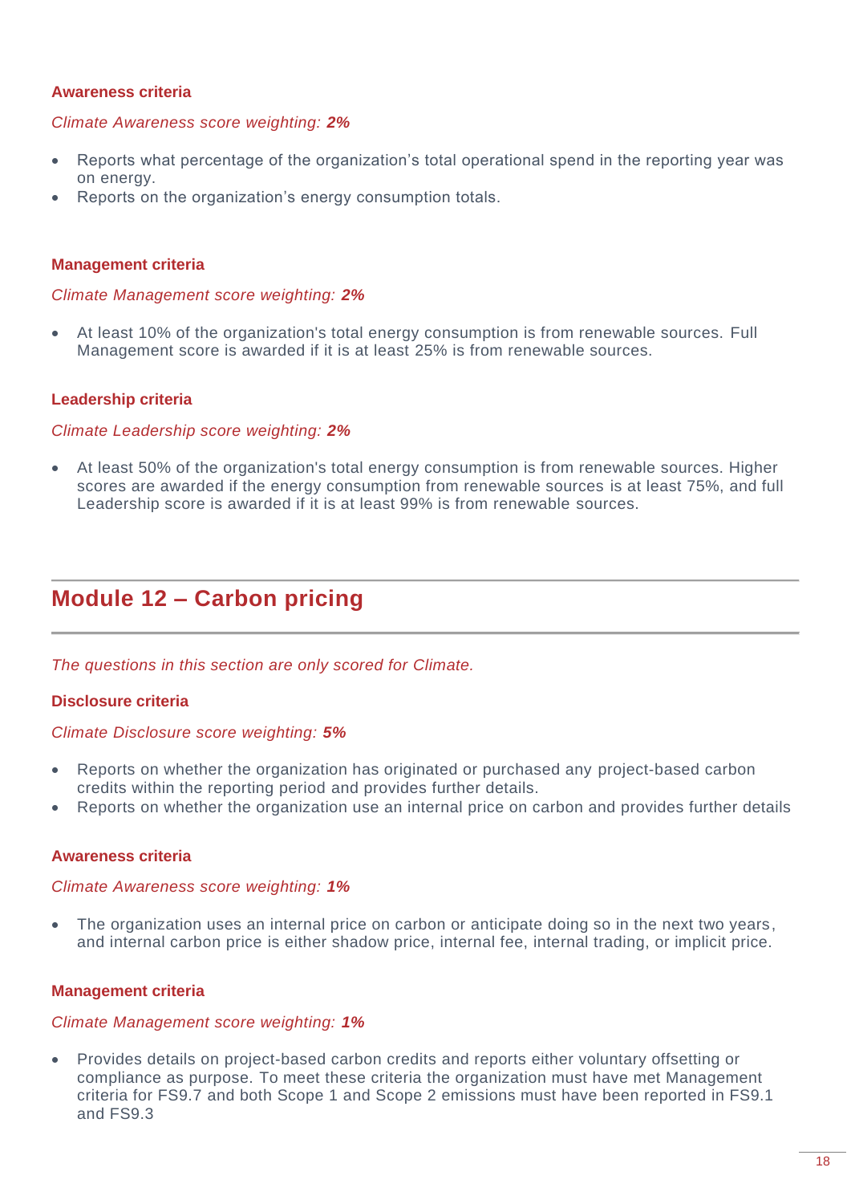#### Awareness criteria

*Climate Awareness score weighting: **2%***

- Reports what percentage of the organization’s total operational spend in the reporting year was on energy.
- Reports on the organization’s energy consumption totals.

#### Management criteria

*Climate Management score weighting: **2%***

- At least 10% of the organization's total energy consumption is from renewable sources. Full Management score is awarded if it is at least 25% is from renewable sources.

#### Leadership criteria

*Climate Leadership score weighting: **2%***

- At least 50% of the organization's total energy consumption is from renewable sources. Higher scores are awarded if the energy consumption from renewable sources is at least 75%, and full Leadership score is awarded if it is at least 99% is from renewable sources.

## Module 12 – Carbon pricing

*The questions in this section are only scored for Climate.*

#### Disclosure criteria

*Climate Disclosure score weighting: **5%***

- Reports on whether the organization has originated or purchased any project-based carbon credits within the reporting period and provides further details.
- Reports on whether the organization use an internal price on carbon and provides further details

#### Awareness criteria

*Climate Awareness score weighting: **1%***

- The organization uses an internal price on carbon or anticipate doing so in the next two years, and internal carbon price is either shadow price, internal fee, internal trading, or implicit price.

#### Management criteria

*Climate Management score weighting: **1%***

- Provides details on project-based carbon credits and reports either voluntary offsetting or compliance as purpose. To meet these criteria the organization must have met Management criteria for FS9.7 and both Scope 1 and Scope 2 emissions must have been reported in FS9.1 and FS9.3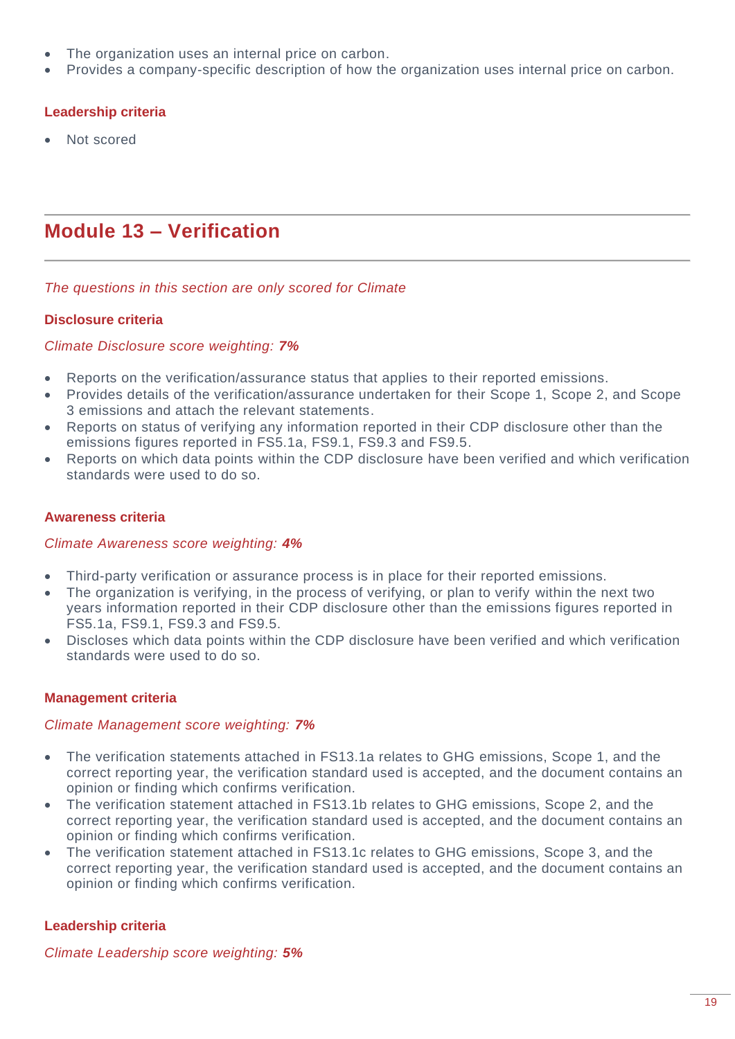- The organization uses an internal price on carbon.
- Provides a company-specific description of how the organization uses internal price on carbon.

#### Leadership criteria

- Not scored

## Module 13 – Verification

*The questions in this section are only scored for Climate*

#### Disclosure criteria

*Climate Disclosure score weighting: **7%***

- Reports on the verification/assurance status that applies to their reported emissions.
- Provides details of the verification/assurance undertaken for their Scope 1, Scope 2, and Scope 3 emissions and attach the relevant statements.
- Reports on status of verifying any information reported in their CDP disclosure other than the emissions figures reported in FS5.1a, FS9.1, FS9.3 and FS9.5.
- Reports on which data points within the CDP disclosure have been verified and which verification standards were used to do so.

#### Awareness criteria

*Climate Awareness score weighting: **4%***

- Third-party verification or assurance process is in place for their reported emissions.
- The organization is verifying, in the process of verifying, or plan to verify within the next two years information reported in their CDP disclosure other than the emissions figures reported in FS5.1a, FS9.1, FS9.3 and FS9.5.
- Discloses which data points within the CDP disclosure have been verified and which verification standards were used to do so.

#### Management criteria

*Climate Management score weighting: **7%***

- The verification statements attached in FS13.1a relates to GHG emissions, Scope 1, and the correct reporting year, the verification standard used is accepted, and the document contains an opinion or finding which confirms verification.
- The verification statement attached in FS13.1b relates to GHG emissions, Scope 2, and the correct reporting year, the verification standard used is accepted, and the document contains an opinion or finding which confirms verification.
- The verification statement attached in FS13.1c relates to GHG emissions, Scope 3, and the correct reporting year, the verification standard used is accepted, and the document contains an opinion or finding which confirms verification.

#### Leadership criteria

*Climate Leadership score weighting: **5%***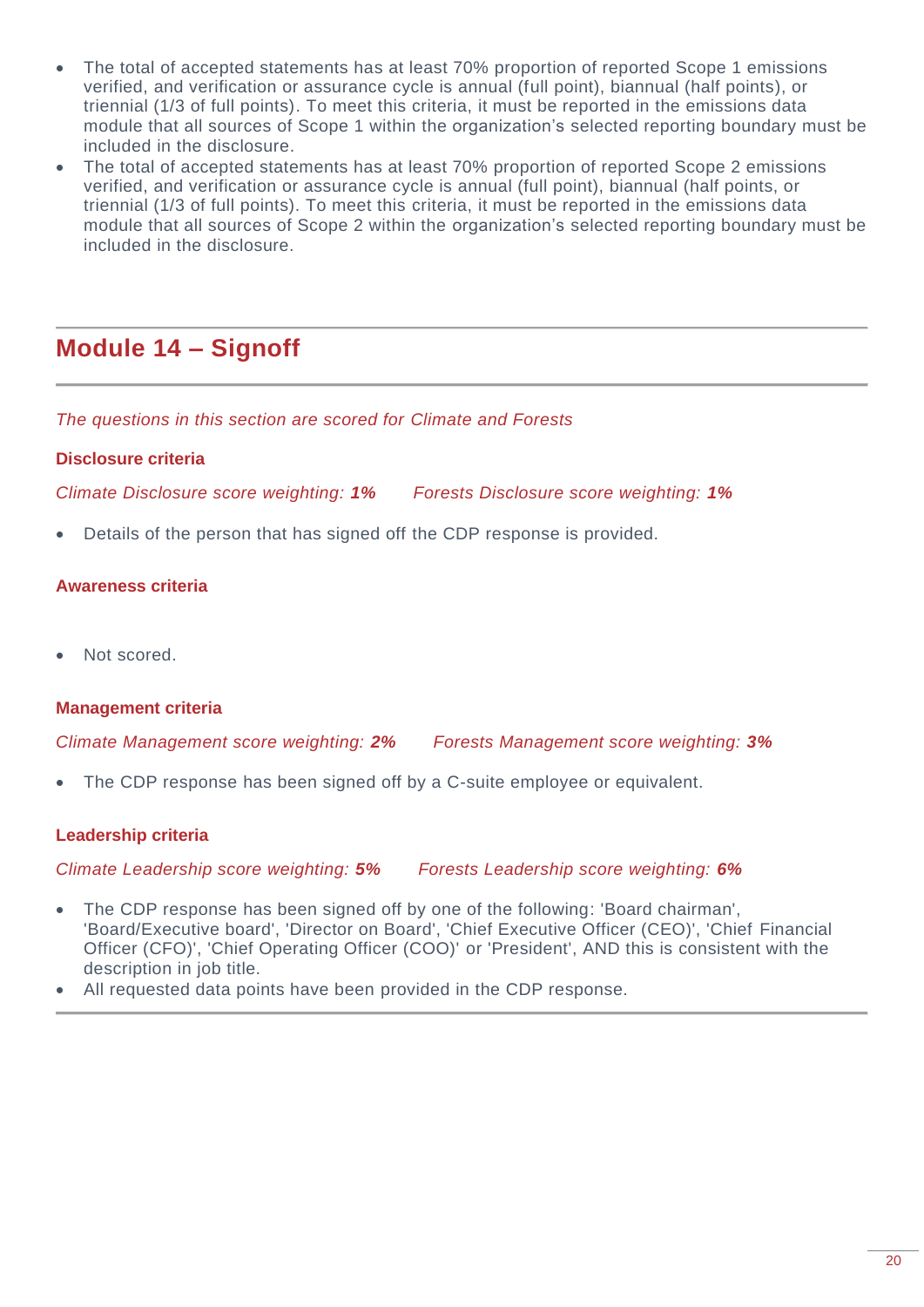- The total of accepted statements has at least 70% proportion of reported Scope 1 emissions verified, and verification or assurance cycle is annual (full point), biannual (half points), or triennial (1/3 of full points). To meet this criteria, it must be reported in the emissions data module that all sources of Scope 1 within the organization's selected reporting boundary must be included in the disclosure.
- The total of accepted statements has at least 70% proportion of reported Scope 2 emissions verified, and verification or assurance cycle is annual (full point), biannual (half points, or triennial (1/3 of full points). To meet this criteria, it must be reported in the emissions data module that all sources of Scope 2 within the organization's selected reporting boundary must be included in the disclosure.

## Module 14 – Signoff

*The questions in this section are scored for Climate and Forests*

#### Disclosure criteria

*Climate Disclosure score weighting: **1%*** *Forests Disclosure score weighting: **1%***

- Details of the person that has signed off the CDP response is provided.

#### Awareness criteria

- Not scored.

#### Management criteria

*Climate Management score weighting: **2%*** *Forests Management score weighting: **3%***

- The CDP response has been signed off by a C-suite employee or equivalent.

#### Leadership criteria

*Climate Leadership score weighting: **5%*** *Forests Leadership score weighting: **6%***

- The CDP response has been signed off by one of the following: 'Board chairman', 'Board/Executive board', 'Director on Board', 'Chief Executive Officer (CEO)', 'Chief Financial Officer (CFO)', 'Chief Operating Officer (COO)' or 'President', AND this is consistent with the description in job title.
- All requested data points have been provided in the CDP response.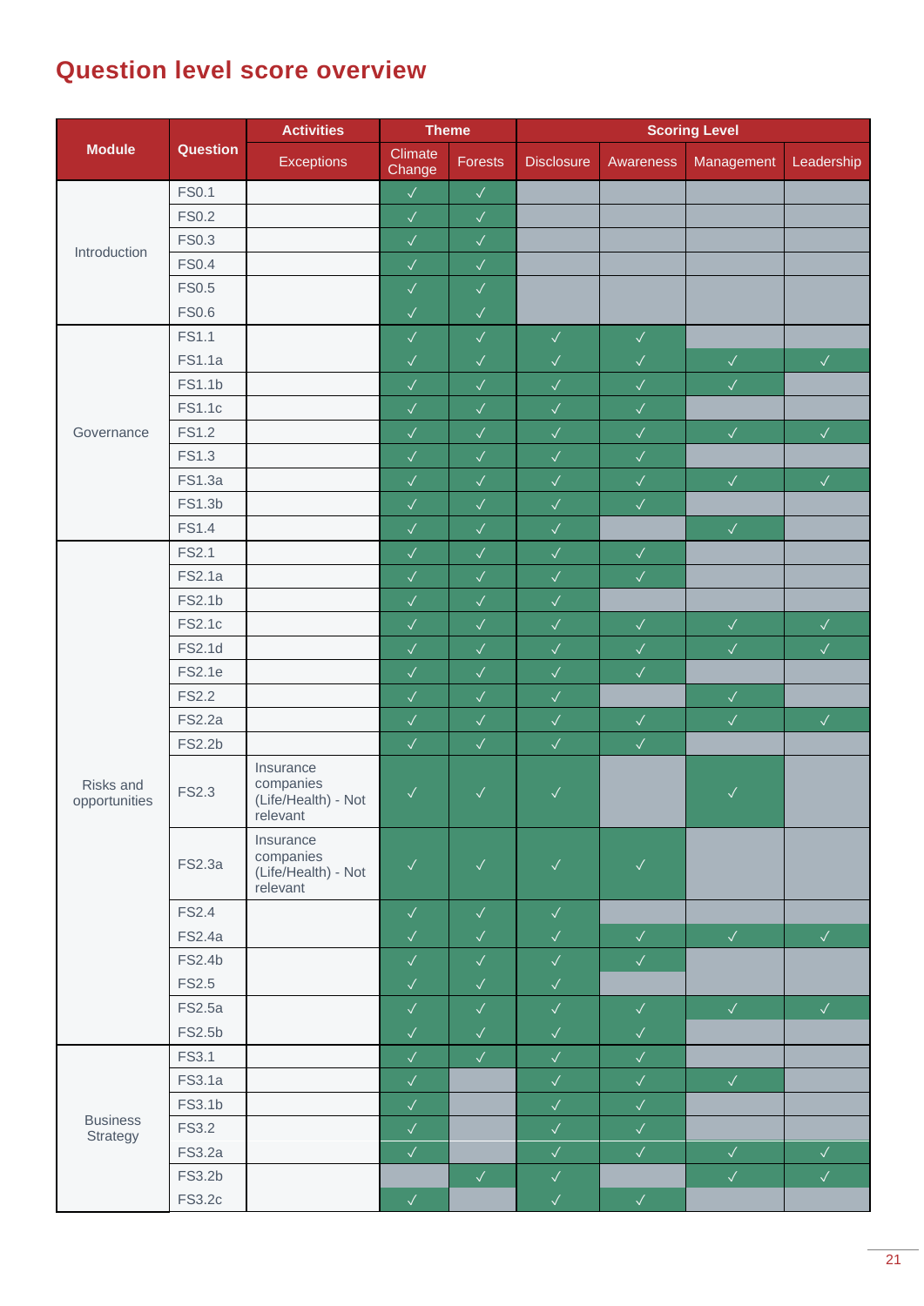# Question level score overview

| Module | Question | Activities | Theme | | Scoring Level | | | |
|---|---|---|---|---|---|---|---|---|
| | | Exceptions | Climate Change | Forests | Disclosure | Awareness | Management | Leadership |
| Introduction | FS0.1 | | ✓ | ✓ | | | | |
| | FS0.2 | | ✓ | ✓ | | | | |
| | FS0.3 | | ✓ | ✓ | | | | |
| | FS0.4 | | ✓ | ✓ | | | | |
| | FS0.5 | | ✓ | ✓ | | | | |
| | FS0.6 | | ✓ | ✓ | | | | |
| Governance | FS1.1 | | ✓ | ✓ | ✓ | ✓ | | |
| | FS1.1a | | ✓ | ✓ | ✓ | ✓ | ✓ | ✓ |
| | FS1.1b | | ✓ | ✓ | ✓ | ✓ | ✓ | |
| | FS1.1c | | ✓ | ✓ | ✓ | ✓ | | |
| | FS1.2 | | ✓ | ✓ | ✓ | ✓ | ✓ | ✓ |
| | FS1.3 | | ✓ | ✓ | ✓ | ✓ | | |
| | FS1.3a | | ✓ | ✓ | ✓ | ✓ | ✓ | ✓ |
| | FS1.3b | | ✓ | ✓ | ✓ | ✓ | | |
| | FS1.4 | | ✓ | ✓ | ✓ | | ✓ | |
| Risks and opportunities | FS2.1 | | ✓ | ✓ | ✓ | ✓ | | |
| | FS2.1a | | ✓ | ✓ | ✓ | ✓ | | |
| | FS2.1b | | ✓ | ✓ | ✓ | | | |
| | FS2.1c | | ✓ | ✓ | ✓ | ✓ | ✓ | ✓ |
| | FS2.1d | | ✓ | ✓ | ✓ | ✓ | ✓ | ✓ |
| | FS2.1e | | ✓ | ✓ | ✓ | ✓ | | |
| | FS2.2 | | ✓ | ✓ | ✓ | | ✓ | |
| | FS2.2a | | ✓ | ✓ | ✓ | ✓ | ✓ | ✓ |
| | FS2.2b | | ✓ | ✓ | ✓ | ✓ | | |
| | FS2.3 | Insurance companies (Life/Health) - Not relevant | ✓ | ✓ | ✓ | | ✓ | |
| | FS2.3a | Insurance companies (Life/Health) - Not relevant | ✓ | ✓ | ✓ | ✓ | | |
| | FS2.4 | | ✓ | ✓ | ✓ | | | |
| | FS2.4a | | ✓ | ✓ | ✓ | ✓ | ✓ | ✓ |
| | FS2.4b | | ✓ | ✓ | ✓ | ✓ | | |
| | FS2.5 | | ✓ | ✓ | ✓ | | | |
| | FS2.5a | | ✓ | ✓ | ✓ | ✓ | ✓ | ✓ |
| | FS2.5b | | ✓ | ✓ | ✓ | ✓ | | |
| Business Strategy | FS3.1 | | ✓ | ✓ | ✓ | ✓ | | |
| | FS3.1a | | ✓ | | ✓ | ✓ | ✓ | |
| | FS3.1b | | ✓ | | ✓ | ✓ | | |
| | FS3.2 | | ✓ | | ✓ | ✓ | | |
| | FS3.2a | | ✓ | | ✓ | ✓ | ✓ | ✓ |
| | FS3.2b | | | ✓ | ✓ | | ✓ | ✓ |
| | FS3.2c | | ✓ | | ✓ | ✓ | | |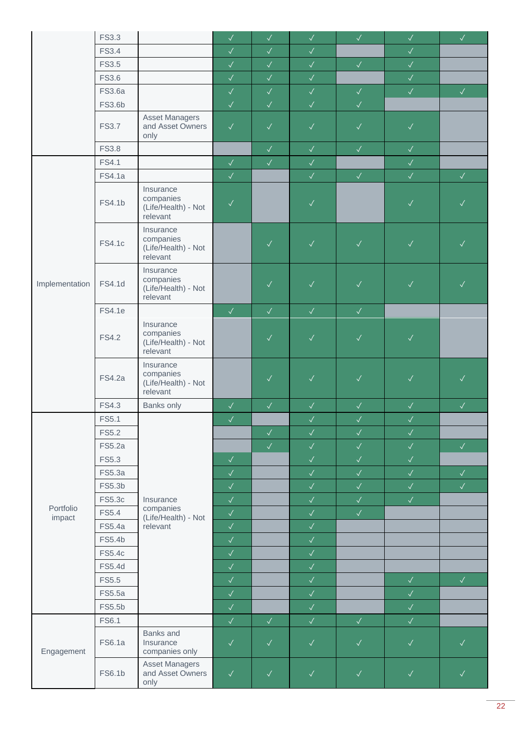|  |  |  |  |  |  |  |  |  |
|---|---|---|---|---|---|---|---|---|
|  | FS3.3 |  | ✓ | ✓ | ✓ | ✓ | ✓ | ✓ |
|  | FS3.4 |  | ✓ | ✓ | ✓ |  | ✓ |  |
|  | FS3.5 |  | ✓ | ✓ | ✓ | ✓ | ✓ |  |
|  | FS3.6 |  | ✓ | ✓ | ✓ |  | ✓ |  |
|  | FS3.6a |  | ✓ | ✓ | ✓ | ✓ | ✓ | ✓ |
|  | FS3.6b |  | ✓ | ✓ | ✓ | ✓ |  |  |
|  | FS3.7 | Asset Managers and Asset Owners only | ✓ | ✓ | ✓ | ✓ | ✓ |  |
|  | FS3.8 |  |  | ✓ | ✓ | ✓ | ✓ |  |
| Implementation | FS4.1 |  | ✓ | ✓ | ✓ |  | ✓ |  |
|  | FS4.1a |  | ✓ |  | ✓ | ✓ | ✓ | ✓ |
|  | FS4.1b | Insurance companies (Life/Health) - Not relevant | ✓ |  | ✓ |  | ✓ | ✓ |
|  | FS4.1c | Insurance companies (Life/Health) - Not relevant |  | ✓ | ✓ | ✓ | ✓ | ✓ |
|  | FS4.1d | Insurance companies (Life/Health) - Not relevant |  | ✓ | ✓ | ✓ | ✓ | ✓ |
|  | FS4.1e |  | ✓ | ✓ | ✓ | ✓ |  |  |
|  | FS4.2 | Insurance companies (Life/Health) - Not relevant |  | ✓ | ✓ | ✓ | ✓ |  |
|  | FS4.2a | Insurance companies (Life/Health) - Not relevant |  | ✓ | ✓ | ✓ | ✓ | ✓ |
|  | FS4.3 | Banks only | ✓ | ✓ | ✓ | ✓ | ✓ | ✓ |
| Portfolio impact | FS5.1 | Insurance companies (Life/Health) - Not relevant | ✓ |  | ✓ | ✓ | ✓ |  |
|  | FS5.2 |  |  | ✓ | ✓ | ✓ | ✓ |  |
|  | FS5.2a |  |  | ✓ | ✓ | ✓ | ✓ | ✓ |
|  | FS5.3 |  | ✓ |  | ✓ | ✓ | ✓ |  |
|  | FS5.3a |  | ✓ |  | ✓ | ✓ | ✓ | ✓ |
|  | FS5.3b |  | ✓ |  | ✓ | ✓ | ✓ | ✓ |
|  | FS5.3c |  | ✓ |  | ✓ | ✓ | ✓ |  |
|  | FS5.4 |  | ✓ |  | ✓ | ✓ |  |  |
|  | FS5.4a |  | ✓ |  | ✓ |  |  |  |
|  | FS5.4b |  | ✓ |  | ✓ |  |  |  |
|  | FS5.4c |  | ✓ |  | ✓ |  |  |  |
|  | FS5.4d |  | ✓ |  | ✓ |  |  |  |
|  | FS5.5 |  | ✓ |  | ✓ |  | ✓ | ✓ |
|  | FS5.5a |  | ✓ |  | ✓ |  | ✓ |  |
|  | FS5.5b |  | ✓ |  | ✓ |  | ✓ |  |
| Engagement | FS6.1 |  | ✓ | ✓ | ✓ | ✓ | ✓ |  |
|  | FS6.1a | Banks and Insurance companies only | ✓ | ✓ | ✓ | ✓ | ✓ | ✓ |
|  | FS6.1b | Asset Managers and Asset Owners only | ✓ | ✓ | ✓ | ✓ | ✓ | ✓ |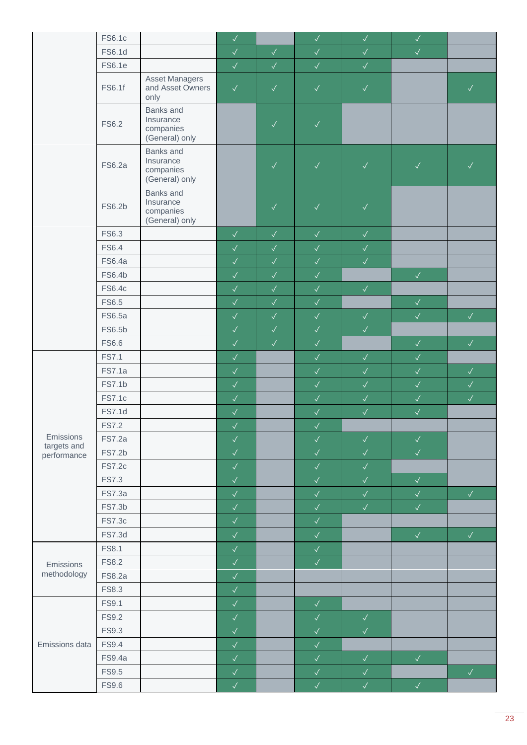| | | | | | | | | |
|---|---|---|---|---|---|---|---|---|
| | FS6.1c | | ✓ | | ✓ | ✓ | ✓ | |
| | FS6.1d | | ✓ | ✓ | ✓ | ✓ | ✓ | |
| | FS6.1e | | ✓ | ✓ | ✓ | ✓ | | |
| | FS6.1f | Asset Managers and Asset Owners only | ✓ | ✓ | ✓ | ✓ | | ✓ |
| | FS6.2 | Banks and Insurance companies (General) only | | ✓ | ✓ | | | |
| | FS6.2a | Banks and Insurance companies (General) only | | ✓ | ✓ | ✓ | ✓ | ✓ |
| | FS6.2b | Banks and Insurance companies (General) only | | ✓ | ✓ | ✓ | | |
| | FS6.3 | | ✓ | ✓ | ✓ | ✓ | | |
| | FS6.4 | | ✓ | ✓ | ✓ | ✓ | | |
| | FS6.4a | | ✓ | ✓ | ✓ | ✓ | | |
| | FS6.4b | | ✓ | ✓ | ✓ | | ✓ | |
| | FS6.4c | | ✓ | ✓ | ✓ | ✓ | | |
| | FS6.5 | | ✓ | ✓ | ✓ | | ✓ | |
| | FS6.5a | | ✓ | ✓ | ✓ | ✓ | ✓ | ✓ |
| | FS6.5b | | ✓ | ✓ | ✓ | ✓ | | |
| | FS6.6 | | ✓ | ✓ | ✓ | | ✓ | ✓ |
| Emissions targets and performance | FS7.1 | | ✓ | | ✓ | ✓ | ✓ | |
| | FS7.1a | | ✓ | | ✓ | ✓ | ✓ | ✓ |
| | FS7.1b | | ✓ | | ✓ | ✓ | ✓ | ✓ |
| | FS7.1c | | ✓ | | ✓ | ✓ | ✓ | ✓ |
| | FS7.1d | | ✓ | | ✓ | ✓ | ✓ | |
| | FS7.2 | | ✓ | | ✓ | | | |
| | FS7.2a | | ✓ | | ✓ | ✓ | ✓ | |
| | FS7.2b | | ✓ | | ✓ | ✓ | ✓ | |
| | FS7.2c | | ✓ | | ✓ | ✓ | | |
| | FS7.3 | | ✓ | | ✓ | ✓ | ✓ | |
| | FS7.3a | | ✓ | | ✓ | ✓ | ✓ | ✓ |
| | FS7.3b | | ✓ | | ✓ | ✓ | ✓ | |
| | FS7.3c | | ✓ | | ✓ | | | |
| | FS7.3d | | ✓ | | ✓ | | ✓ | ✓ |
| Emissions methodology | FS8.1 | | ✓ | | ✓ | | | |
| | FS8.2 | | ✓ | | ✓ | | | |
| | FS8.2a | | ✓ | | | | | |
| | FS8.3 | | ✓ | | | | | |
| Emissions data | FS9.1 | | ✓ | | ✓ | | | |
| | FS9.2 | | ✓ | | ✓ | ✓ | | |
| | FS9.3 | | ✓ | | ✓ | ✓ | | |
| | FS9.4 | | ✓ | | ✓ | | | |
| | FS9.4a | | ✓ | | ✓ | ✓ | ✓ | |
| | FS9.5 | | ✓ | | ✓ | ✓ | | ✓ |
| | FS9.6 | | ✓ | | ✓ | ✓ | ✓ | |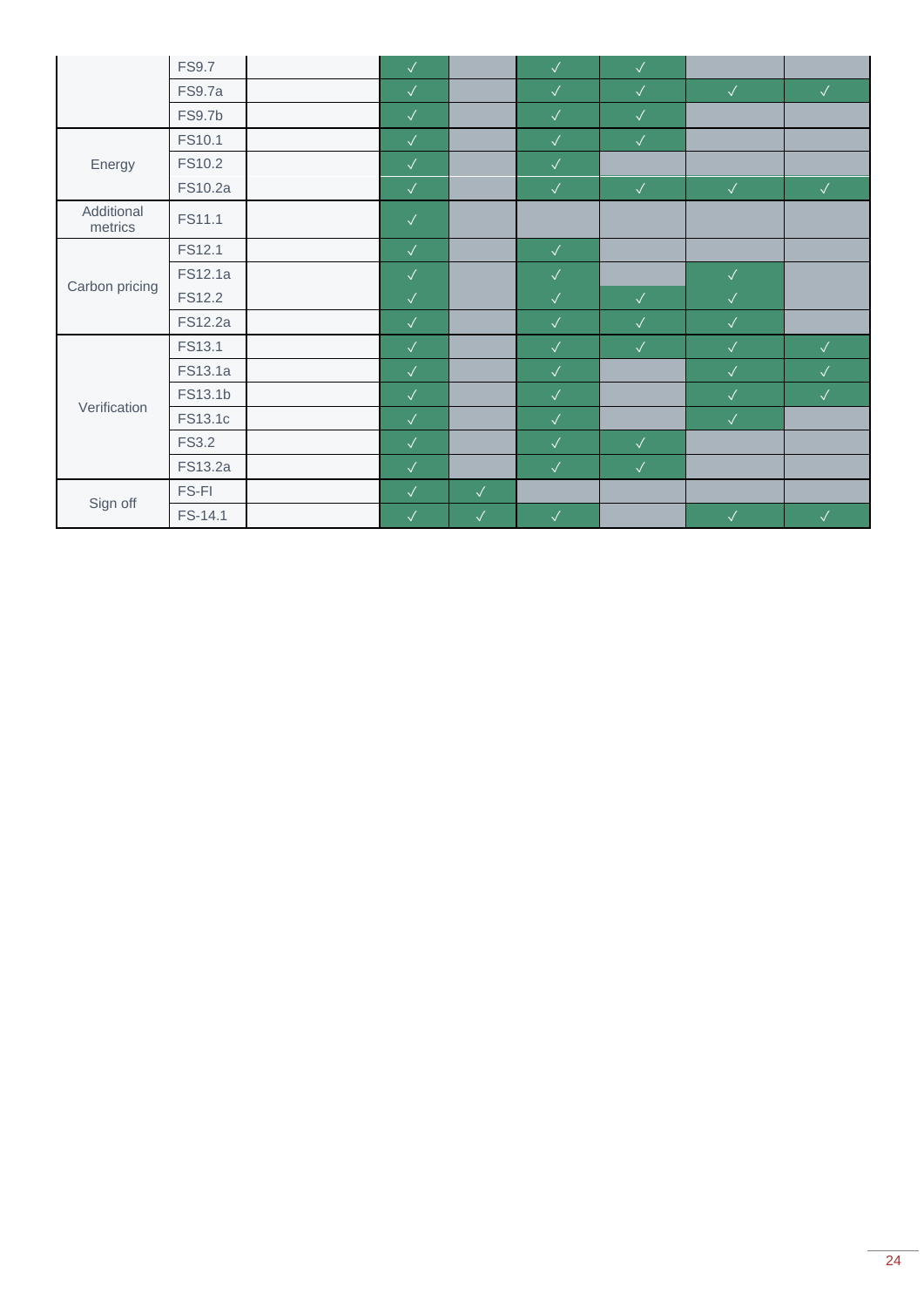| | | | | | | | | |
|---|---|---|---|---|---|---|---|---|
| | FS9.7 | | √ | | √ | √ | | |
| | FS9.7a | | √ | | √ | √ | √ | √ |
| | FS9.7b | | √ | | √ | √ | | |
| Energy | FS10.1 | | √ | | √ | √ | | |
| | FS10.2 | | √ | | √ | | | |
| | FS10.2a | | √ | | √ | √ | √ | √ |
| Additional metrics | FS11.1 | | √ | | | | | |
| Carbon pricing | FS12.1 | | √ | | √ | | | |
| | FS12.1a | | √ | | √ | | √ | |
| | FS12.2 | | √ | | √ | √ | √ | |
| | FS12.2a | | √ | | √ | √ | √ | |
| Verification | FS13.1 | | √ | | √ | √ | √ | √ |
| | FS13.1a | | √ | | √ | | √ | √ |
| | FS13.1b | | √ | | √ | | √ | √ |
| | FS13.1c | | √ | | √ | | √ | |
| | FS3.2 | | √ | | √ | √ | | |
| | FS13.2a | | √ | | √ | √ | | |
| Sign off | FS-FI | | √ | √ | | | | |
| | FS-14.1 | | √ | √ | √ | | √ | √ |